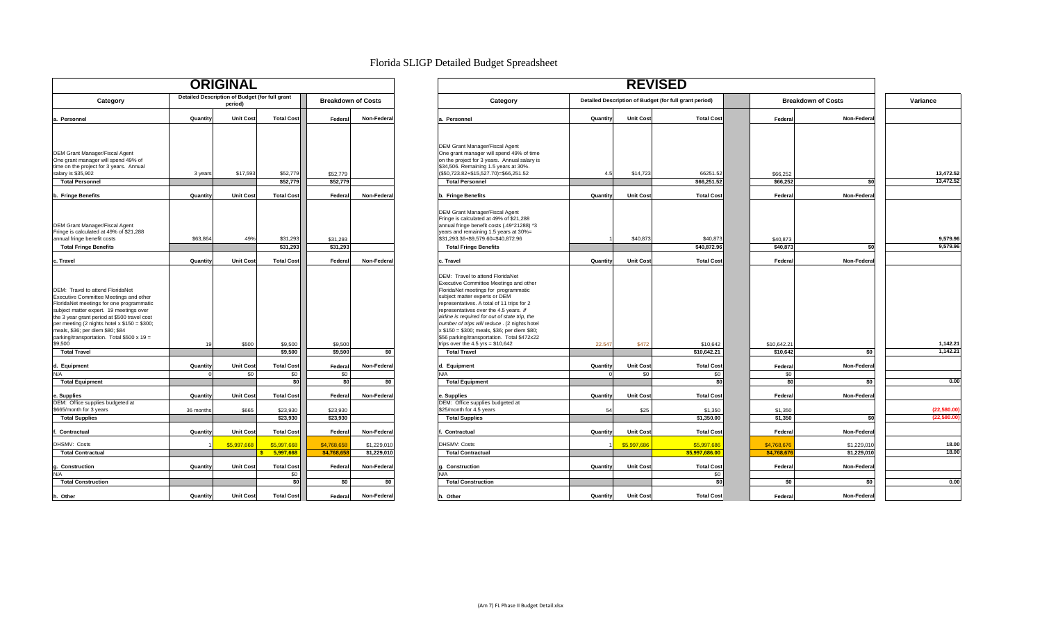# Florida SLIGP Detailed Budget Spreadsheet

## ORIGINAL

| Category | Detailed Description of Budget (for full grant period) | | | Breakdown of Costs | |
|---|---|---|---|---|---|
| **a. Personnel** | **Quantity** | **Unit Cost** | **Total Cost** | **Federal** | **Non-Federal** |
| DEM Grant Manager/Fiscal Agent One grant manager will spend 49% of time on the project for 3 years. Annual salary is $35,902 | 3 years | $17,593 | $52,779 | $52,779 | |
| **Total Personnel** | | | **$52,779** | **$52,779** | |
| **b. Fringe Benefits** | **Quantity** | **Unit Cost** | **Total Cost** | **Federal** | **Non-Federal** |
| DEM Grant Manager/Fiscal Agent Fringe is calculated at 49% of $21,288 annual fringe benefit costs | $63,864 | 49% | $31,293 | $31,293 | |
| **Total Fringe Benefits** | | | **$31,293** | **$31,293** | |
| **c. Travel** | **Quantity** | **Unit Cost** | **Total Cost** | **Federal** | **Non-Federal** |
| DEM: Travel to attend FloridaNet Executive Committee Meetings and other FloridaNet meetings for one programmatic subject matter expert. 19 meetings over the 3 year grant period at $500 travel cost per meeting (2 nights hotel x $150 = $300; meals, $36; per diem $80; $84 parking/transportation. Total $500 x 19 = $9,500 | 19 | $500 | $9,500 | $9,500 | |
| **Total Travel** | | | **$9,500** | **$9,500** | **$0** |
| **d. Equipment** | **Quantity** | **Unit Cost** | **Total Cost** | **Federal** | **Non-Federal** |
| N/A | 0 | $0 | $0 | $0 | |
| **Total Equipment** | | | **$0** | **$0** | **$0** |
| **e. Supplies** | **Quantity** | **Unit Cost** | **Total Cost** | **Federal** | **Non-Federal** |
| DEM: Office supplies budgeted at $665/month for 3 years | 36 months | $665 | $23,930 | $23,930 | |
| **Total Supplies** | | | **$23,930** | **$23,930** | |
| **f. Contractual** | **Quantity** | **Unit Cost** | **Total Cost** | **Federal** | **Non-Federal** |
| DHSMV: Costs | 1 | $5,997,668 | $5,997,668 | $4,768,658 | $1,229,010 |
| **Total Contractual** | | | **$ 5,997,668** | **$4,768,658** | **$1,229,010** |
| **g. Construction** | **Quantity** | **Unit Cost** | **Total Cost** | **Federal** | **Non-Federal** |
| N/A | | | $0 | | |
| **Total Construction** | | | **$0** | **$0** | **$0** |
| **h. Other** | **Quantity** | **Unit Cost** | **Total Cost** | **Federal** | **Non-Federal** |

## REVISED

| Category | Detailed Description of Budget (for full grant period) | | | Breakdown of Costs | | Variance |
|---|---|---|---|---|---|---|
| **a. Personnel** | **Quantity** | **Unit Cost** | **Total Cost** | **Federal** | **Non-Federal** | |
| DEM Grant Manager/Fiscal Agent One grant manager will spend 49% of time on the project for 3 years. Annual salary is $34,506. Remaining 1.5 years at 30%. ($50,723.82+$15,527.70)=$66,251.52 | 4.5 | $14,723 | 66251.52 | $66,252 | | 13,472.52 |
| **Total Personnel** | | | **$66,251.52** | **$66,252** | **$0** | **13,472.52** |
| **b. Fringe Benefits** | **Quantity** | **Unit Cost** | **Total Cost** | **Federal** | **Non-Federal** | |
| DEM Grant Manager/Fiscal Agent Fringe is calculated at 49% of $21,288 annual fringe benefit costs (.49*21288) *3 years and remaining 1.5 years at 30%= $31,293.36+$9,579.60=$40,872.96 | 1 | $40,873 | $40,873 | $40,873 | | 9,579.96 |
| **Total Fringe Benefits** | | | **$40,872.96** | **$40,873** | **$0** | **9,579.96** |
| **c. Travel** | **Quantity** | **Unit Cost** | **Total Cost** | **Federal** | **Non-Federal** | |
| DEM: Travel to attend FloridaNet Executive Committee Meetings and other FloridaNet meetings for programmatic subject matter experts or DEM representatives. A total of 11 trips for 2 representatives over the 4.5 years. *If airline is required for out of state trip, the number of trips will reduce*. (2 nights hotel x $150 = $300; meals, $36; per diem $80; $56 parking/transportation. Total $472x22 trips over the 4.5 yrs = $10,642 | 22.547 | $472 | $10,642 | $10,642.21 | | 1,142.21 |
| **Total Travel** | | | **$10,642.21** | **$10,642** | **$0** | **1,142.21** |
| **d. Equipment** | **Quantity** | **Unit Cost** | **Total Cost** | **Federal** | **Non-Federal** | |
| N/A | 0 | $0 | $0 | $0 | | |
| **Total Equipment** | | | **$0** | **$0** | **$0** | **0.00** |
| **e. Supplies** | **Quantity** | **Unit Cost** | **Total Cost** | **Federal** | **Non-Federal** | |
| DEM: Office supplies budgeted at $25/month for 4.5 years | 54 | $25 | $1,350 | $1,350 | | (22,580.00) |
| **Total Supplies** | | | **$1,350.00** | **$1,350** | **$0** | **(22,580.00)** |
| **f. Contractual** | **Quantity** | **Unit Cost** | **Total Cost** | **Federal** | **Non-Federal** | |
| DHSMV: Costs | 1 | $5,997,686 | $5,997,686 | $4,768,676 | $1,229,010 | 18.00 |
| **Total Contractual** | | | **$5,997,686.00** | **$4,768,676** | **$1,229,010** | **18.00** |
| **g. Construction** | **Quantity** | **Unit Cost** | **Total Cost** | **Federal** | **Non-Federal** | |
| N/A | | | $0 | | | |
| **Total Construction** | | | **$0** | **$0** | **$0** | **0.00** |
| **h. Other** | **Quantity** | **Unit Cost** | **Total Cost** | **Federal** | **Non-Federal** | |

(Am 7) FL Phase II Budget Detail.xlsx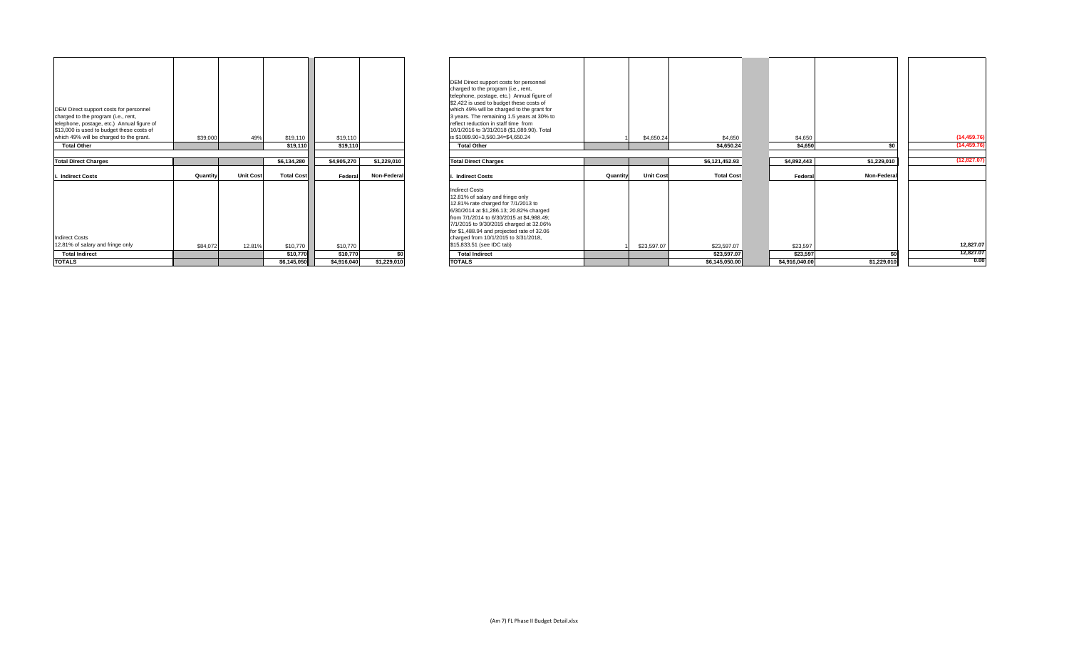| | Quantity | Unit Cost | Total Cost | Federal | Non-Federal |
|---|---|---|---|---|---|
| DEM Direct support costs for personnel charged to the program (i.e., rent, telephone, postage, etc.) Annual figure of $13,000 is used to budget these costs of which 49% will be charged to the grant. | $39,000 | 49% | $19,110 | $19,110 | |
| **Total Other** | | | **$19,110** | **$19,110** | |
| | | | | | |
| **Total Direct Charges** | | | **$6,134,280** | **$4,905,270** | **$1,229,010** |
| **i. Indirect Costs** | **Quantity** | **Unit Cost** | **Total Cost** | **Federal** | **Non-Federal** |
| Indirect Costs 12.81% of salary and fringe only | $84,072 | 12.81% | $10,770 | $10,770 | |
| **Total Indirect** | | | **$10,770** | **$10,770** | **$0** |
| **TOTALS** | | | **$6,145,050** | **$4,916,040** | **$1,229,010** |

| | Quantity | Unit Cost | Total Cost | Federal | Non-Federal | |
|---|---|---|---|---|---|---|
| DEM Direct support costs for personnel charged to the program (i.e., rent, telephone, postage, etc.) Annual figure of $2,422 is used to budget these costs of which 49% will be charged to the grant for 3 years. The remaining 1.5 years at 30% to reflect reduction in staff time from 10/1/2016 to 3/31/2018 ($1,089.90). Total is $1089.90+3,560.34=$4,650.24 | 1 | $4,650.24 | $4,650 | $4,650 | | (14,459.76) |
| **Total Other** | | | **$4,650.24** | **$4,650** | **$0** | (14,459.76) |
| | | | | | | |
| **Total Direct Charges** | | | **$6,121,452.93** | **$4,892,443** | **$1,229,010** | (12,827.07) |
| **i. Indirect Costs** | **Quantity** | **Unit Cost** | **Total Cost** | **Federal** | **Non-Federal** | |
| Indirect Costs 12.81% of salary and fringe only 12.81% rate charged for 7/1/2013 to 6/30/2014 at $1,286.13; 20.82% charged from 7/1/2014 to 6/30/2015 at $4,988.49; 7/1/2015 to 9/30/2015 charged at 32.06% for $1,488.94 and projected rate of 32.06 charged from 10/1/2015 to 3/31/2018, $15,833.51 (see IDC tab) | 1 | $23,597.07 | $23,597.07 | $23,597 | | 12,827.07 |
| **Total Indirect** | | | **$23,597.07** | **$23,597** | **$0** | 12,827.07 |
| **TOTALS** | | | **$6,145,050.00** | **$4,916,040.00** | **$1,229,010** | 0.00 |

(Am 7) FL Phase II Budget Detail.xlsx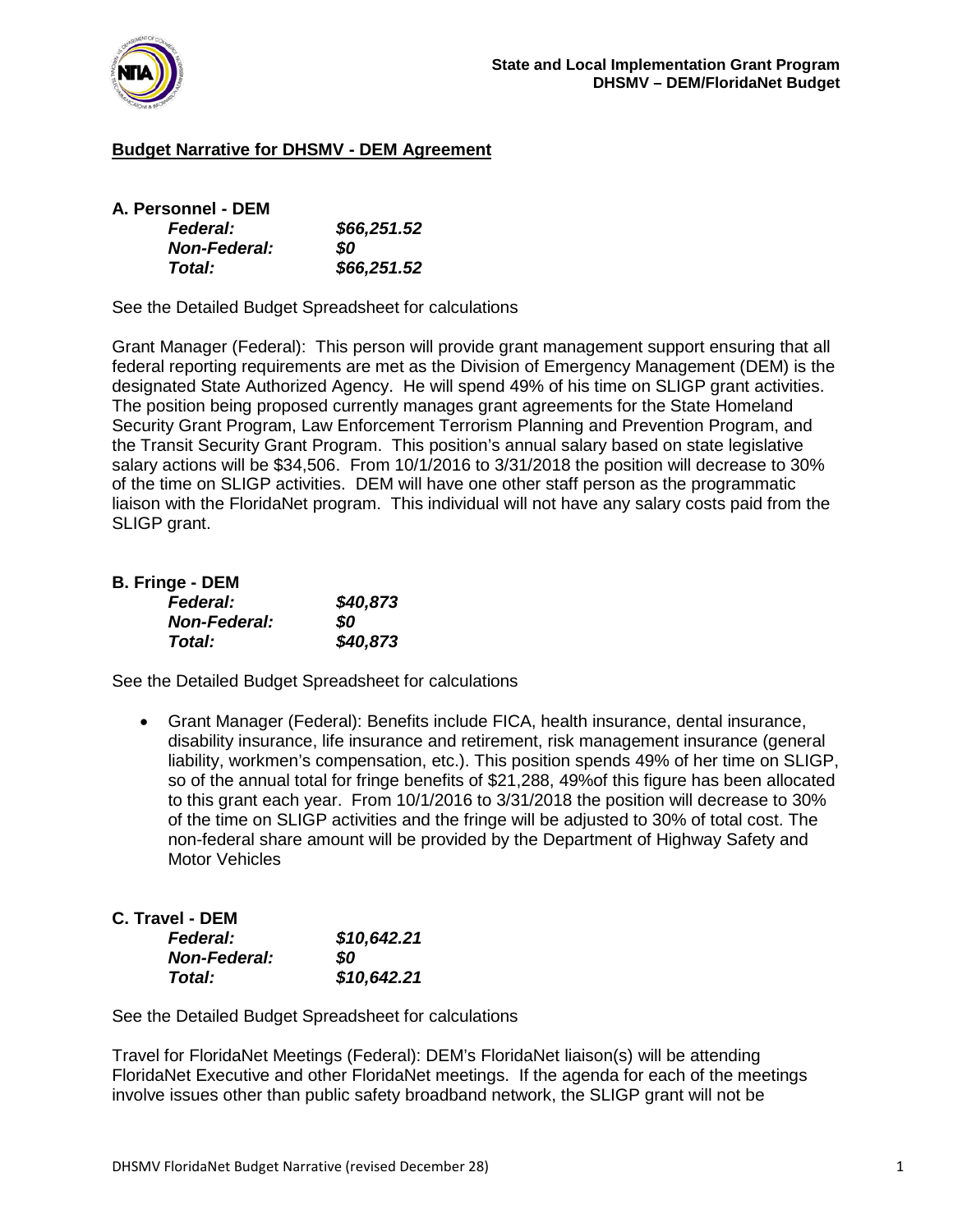**Budget Narrative for DHSMV - DEM Agreement**

**A. Personnel - DEM**

***Federal:*** ***$66,251.52***
***Non-Federal:*** ***$0***
***Total:*** ***$66,251.52***

See the Detailed Budget Spreadsheet for calculations

Grant Manager (Federal): This person will provide grant management support ensuring that all federal reporting requirements are met as the Division of Emergency Management (DEM) is the designated State Authorized Agency. He will spend 49% of his time on SLIGP grant activities. The position being proposed currently manages grant agreements for the State Homeland Security Grant Program, Law Enforcement Terrorism Planning and Prevention Program, and the Transit Security Grant Program. This position's annual salary based on state legislative salary actions will be $34,506. From 10/1/2016 to 3/31/2018 the position will decrease to 30% of the time on SLIGP activities. DEM will have one other staff person as the programmatic liaison with the FloridaNet program. This individual will not have any salary costs paid from the SLIGP grant.

**B. Fringe - DEM**

***Federal:*** ***$40,873***
***Non-Federal:*** ***$0***
***Total:*** ***$40,873***

See the Detailed Budget Spreadsheet for calculations

- Grant Manager (Federal): Benefits include FICA, health insurance, dental insurance, disability insurance, life insurance and retirement, risk management insurance (general liability, workmen's compensation, etc.). This position spends 49% of her time on SLIGP, so of the annual total for fringe benefits of $21,288, 49%of this figure has been allocated to this grant each year. From 10/1/2016 to 3/31/2018 the position will decrease to 30% of the time on SLIGP activities and the fringe will be adjusted to 30% of total cost. The non-federal share amount will be provided by the Department of Highway Safety and Motor Vehicles

**C. Travel - DEM**

***Federal:*** ***$10,642.21***
***Non-Federal:*** ***$0***
***Total:*** ***$10,642.21***

See the Detailed Budget Spreadsheet for calculations

Travel for FloridaNet Meetings (Federal): DEM's FloridaNet liaison(s) will be attending FloridaNet Executive and other FloridaNet meetings. If the agenda for each of the meetings involve issues other than public safety broadband network, the SLIGP grant will not be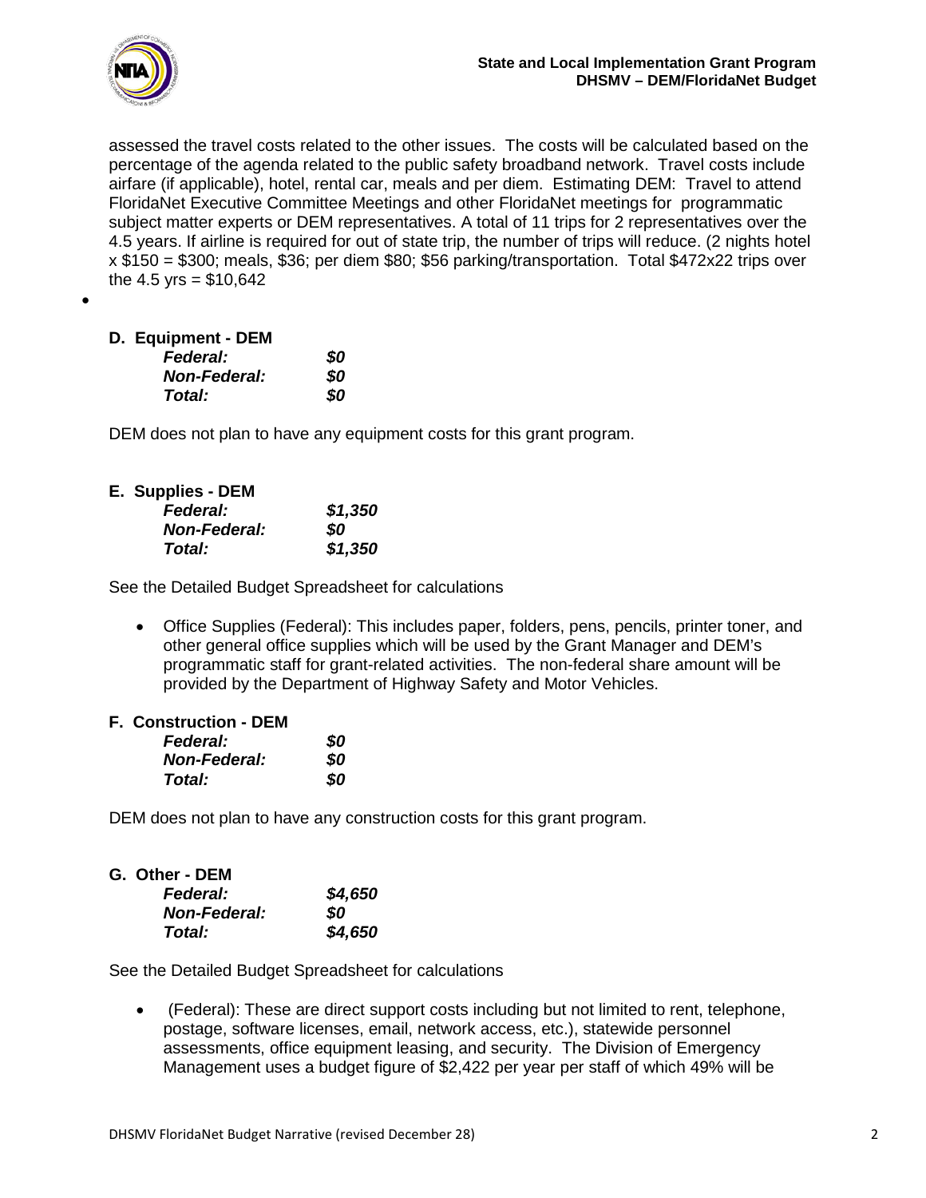assessed the travel costs related to the other issues. The costs will be calculated based on the percentage of the agenda related to the public safety broadband network. Travel costs include airfare (if applicable), hotel, rental car, meals and per diem. Estimating DEM: Travel to attend FloridaNet Executive Committee Meetings and other FloridaNet meetings for programmatic subject matter experts or DEM representatives. A total of 11 trips for 2 representatives over the 4.5 years. If airline is required for out of state trip, the number of trips will reduce. (2 nights hotel x $150 = $300; meals, $36; per diem $80; $56 parking/transportation. Total $472x22 trips over the 4.5 yrs = $10,642

- 

**D. Equipment - DEM**

| | |
|---|---|
| ***Federal:*** | ***$0*** |
| ***Non-Federal:*** | ***$0*** |
| ***Total:*** | ***$0*** |

DEM does not plan to have any equipment costs for this grant program.

**E. Supplies - DEM**

| | |
|---|---|
| ***Federal:*** | ***$1,350*** |
| ***Non-Federal:*** | ***$0*** |
| ***Total:*** | ***$1,350*** |

See the Detailed Budget Spreadsheet for calculations

- Office Supplies (Federal): This includes paper, folders, pens, pencils, printer toner, and other general office supplies which will be used by the Grant Manager and DEM's programmatic staff for grant-related activities. The non-federal share amount will be provided by the Department of Highway Safety and Motor Vehicles.

**F. Construction - DEM**

| | |
|---|---|
| ***Federal:*** | ***$0*** |
| ***Non-Federal:*** | ***$0*** |
| ***Total:*** | ***$0*** |

DEM does not plan to have any construction costs for this grant program.

**G. Other - DEM**

| | |
|---|---|
| ***Federal:*** | ***$4,650*** |
| ***Non-Federal:*** | ***$0*** |
| ***Total:*** | ***$4,650*** |

See the Detailed Budget Spreadsheet for calculations

- (Federal): These are direct support costs including but not limited to rent, telephone, postage, software licenses, email, network access, etc.), statewide personnel assessments, office equipment leasing, and security. The Division of Emergency Management uses a budget figure of $2,422 per year per staff of which 49% will be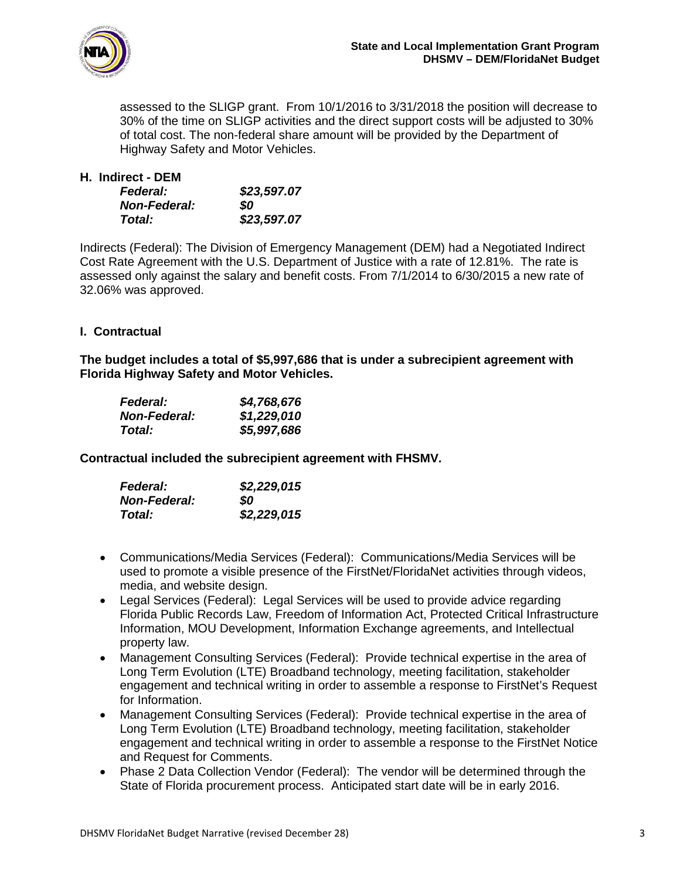assessed to the SLIGP grant. From 10/1/2016 to 3/31/2018 the position will decrease to 30% of the time on SLIGP activities and the direct support costs will be adjusted to 30% of total cost. The non-federal share amount will be provided by the Department of Highway Safety and Motor Vehicles.

### H. Indirect - DEM

| | |
|---|---|
| ***Federal:*** | ***$23,597.07*** |
| ***Non-Federal:*** | ***$0*** |
| ***Total:*** | ***$23,597.07*** |

Indirects (Federal): The Division of Emergency Management (DEM) had a Negotiated Indirect Cost Rate Agreement with the U.S. Department of Justice with a rate of 12.81%. The rate is assessed only against the salary and benefit costs. From 7/1/2014 to 6/30/2015 a new rate of 32.06% was approved.

### I. Contractual

**The budget includes a total of $5,997,686 that is under a subrecipient agreement with Florida Highway Safety and Motor Vehicles.**

| | |
|---|---|
| ***Federal:*** | ***$4,768,676*** |
| ***Non-Federal:*** | ***$1,229,010*** |
| ***Total:*** | ***$5,997,686*** |

**Contractual included the subrecipient agreement with FHSMV.**

| | |
|---|---|
| ***Federal:*** | ***$2,229,015*** |
| ***Non-Federal:*** | ***$0*** |
| ***Total:*** | ***$2,229,015*** |

- Communications/Media Services (Federal): Communications/Media Services will be used to promote a visible presence of the FirstNet/FloridaNet activities through videos, media, and website design.
- Legal Services (Federal): Legal Services will be used to provide advice regarding Florida Public Records Law, Freedom of Information Act, Protected Critical Infrastructure Information, MOU Development, Information Exchange agreements, and Intellectual property law.
- Management Consulting Services (Federal): Provide technical expertise in the area of Long Term Evolution (LTE) Broadband technology, meeting facilitation, stakeholder engagement and technical writing in order to assemble a response to FirstNet's Request for Information.
- Management Consulting Services (Federal): Provide technical expertise in the area of Long Term Evolution (LTE) Broadband technology, meeting facilitation, stakeholder engagement and technical writing in order to assemble a response to the FirstNet Notice and Request for Comments.
- Phase 2 Data Collection Vendor (Federal): The vendor will be determined through the State of Florida procurement process. Anticipated start date will be in early 2016.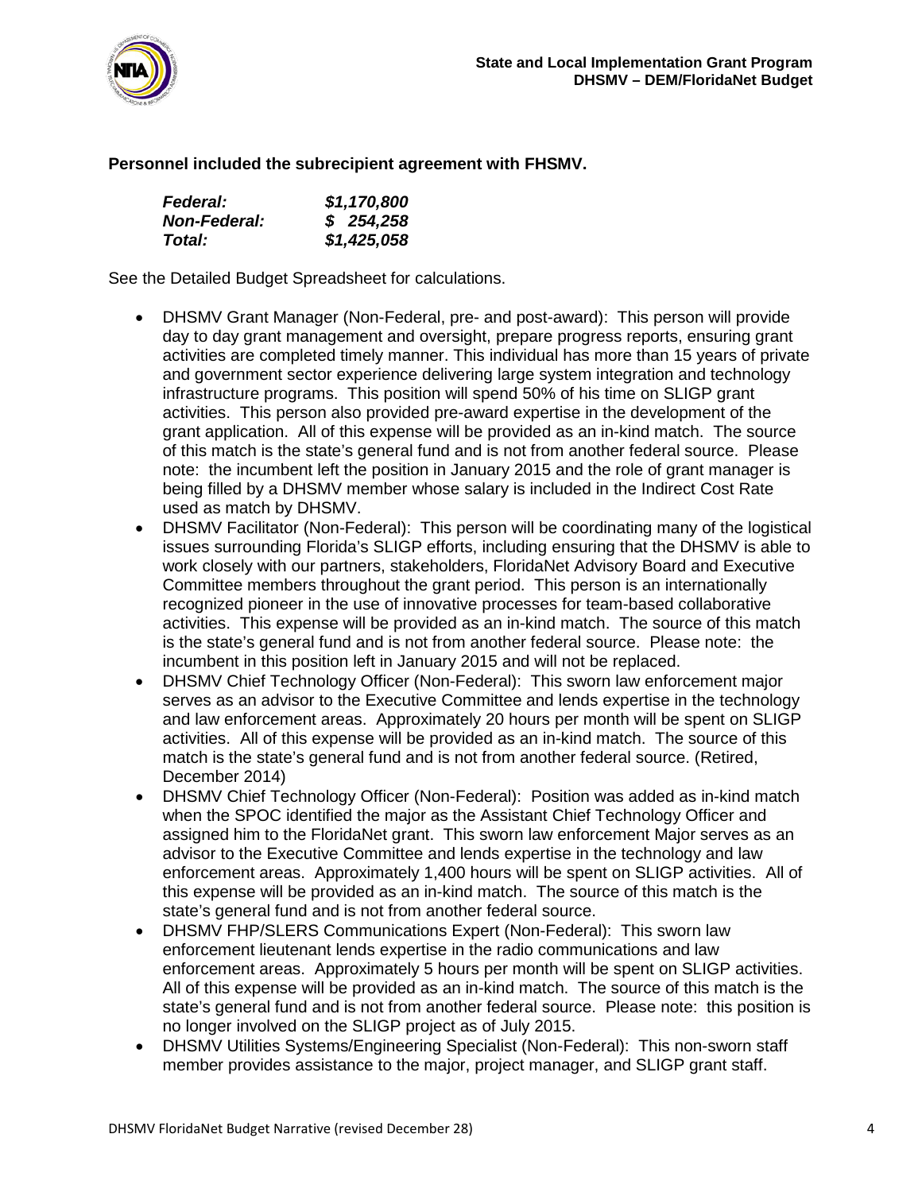**Personnel included the subrecipient agreement with FHSMV.**

| | |
|---|---|
| ***Federal:*** | ***$1,170,800*** |
| ***Non-Federal:*** | ***$ 254,258*** |
| ***Total:*** | ***$1,425,058*** |

See the Detailed Budget Spreadsheet for calculations.

- DHSMV Grant Manager (Non-Federal, pre- and post-award): This person will provide day to day grant management and oversight, prepare progress reports, ensuring grant activities are completed timely manner. This individual has more than 15 years of private and government sector experience delivering large system integration and technology infrastructure programs. This position will spend 50% of his time on SLIGP grant activities. This person also provided pre-award expertise in the development of the grant application. All of this expense will be provided as an in-kind match. The source of this match is the state's general fund and is not from another federal source. Please note: the incumbent left the position in January 2015 and the role of grant manager is being filled by a DHSMV member whose salary is included in the Indirect Cost Rate used as match by DHSMV.
- DHSMV Facilitator (Non-Federal): This person will be coordinating many of the logistical issues surrounding Florida's SLIGP efforts, including ensuring that the DHSMV is able to work closely with our partners, stakeholders, FloridaNet Advisory Board and Executive Committee members throughout the grant period. This person is an internationally recognized pioneer in the use of innovative processes for team-based collaborative activities. This expense will be provided as an in-kind match. The source of this match is the state's general fund and is not from another federal source. Please note: the incumbent in this position left in January 2015 and will not be replaced.
- DHSMV Chief Technology Officer (Non-Federal): This sworn law enforcement major serves as an advisor to the Executive Committee and lends expertise in the technology and law enforcement areas. Approximately 20 hours per month will be spent on SLIGP activities. All of this expense will be provided as an in-kind match. The source of this match is the state's general fund and is not from another federal source. (Retired, December 2014)
- DHSMV Chief Technology Officer (Non-Federal): Position was added as in-kind match when the SPOC identified the major as the Assistant Chief Technology Officer and assigned him to the FloridaNet grant. This sworn law enforcement Major serves as an advisor to the Executive Committee and lends expertise in the technology and law enforcement areas. Approximately 1,400 hours will be spent on SLIGP activities. All of this expense will be provided as an in-kind match. The source of this match is the state's general fund and is not from another federal source.
- DHSMV FHP/SLERS Communications Expert (Non-Federal): This sworn law enforcement lieutenant lends expertise in the radio communications and law enforcement areas. Approximately 5 hours per month will be spent on SLIGP activities. All of this expense will be provided as an in-kind match. The source of this match is the state's general fund and is not from another federal source. Please note: this position is no longer involved on the SLIGP project as of July 2015.
- DHSMV Utilities Systems/Engineering Specialist (Non-Federal): This non-sworn staff member provides assistance to the major, project manager, and SLIGP grant staff.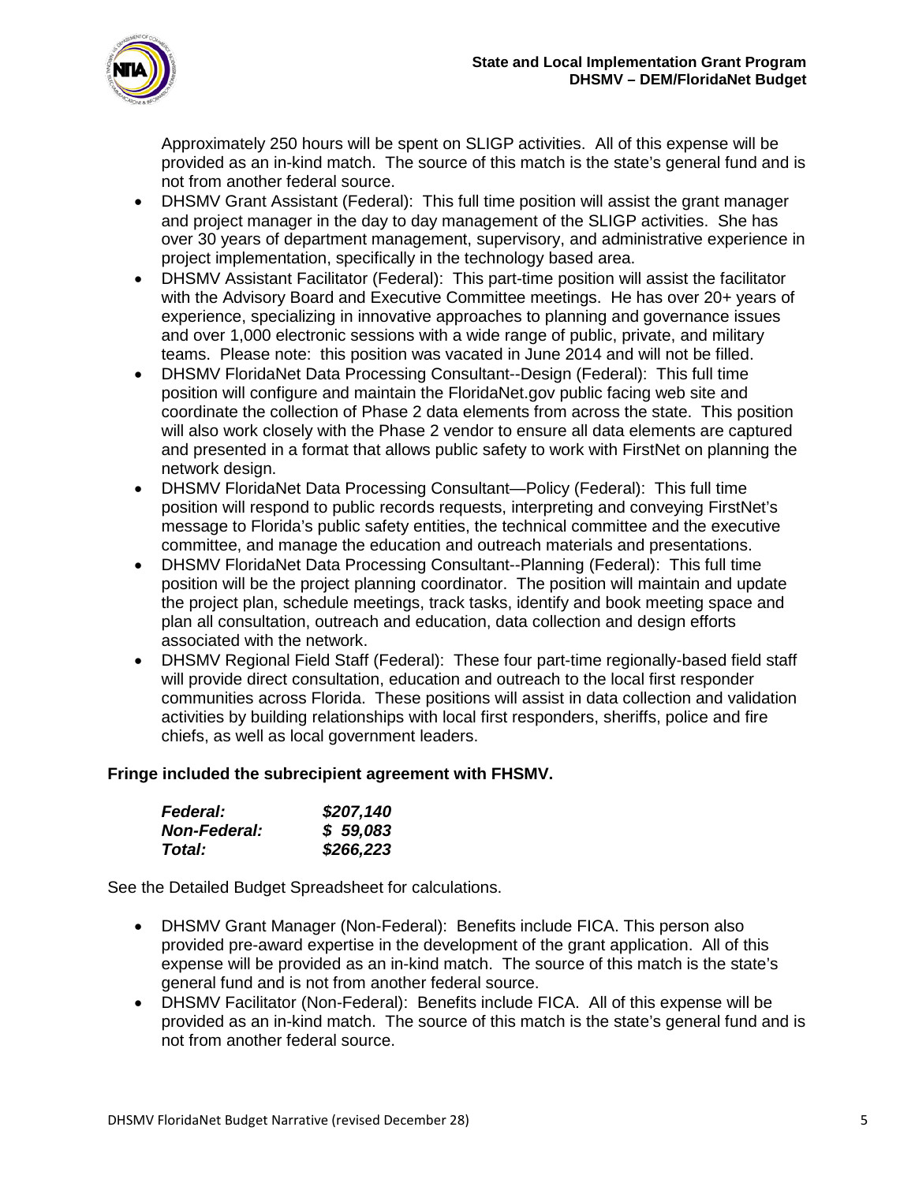Approximately 250 hours will be spent on SLIGP activities. All of this expense will be provided as an in-kind match. The source of this match is the state's general fund and is not from another federal source.

- DHSMV Grant Assistant (Federal): This full time position will assist the grant manager and project manager in the day to day management of the SLIGP activities. She has over 30 years of department management, supervisory, and administrative experience in project implementation, specifically in the technology based area.
- DHSMV Assistant Facilitator (Federal): This part-time position will assist the facilitator with the Advisory Board and Executive Committee meetings. He has over 20+ years of experience, specializing in innovative approaches to planning and governance issues and over 1,000 electronic sessions with a wide range of public, private, and military teams. Please note: this position was vacated in June 2014 and will not be filled.
- DHSMV FloridaNet Data Processing Consultant--Design (Federal): This full time position will configure and maintain the FloridaNet.gov public facing web site and coordinate the collection of Phase 2 data elements from across the state. This position will also work closely with the Phase 2 vendor to ensure all data elements are captured and presented in a format that allows public safety to work with FirstNet on planning the network design.
- DHSMV FloridaNet Data Processing Consultant—Policy (Federal): This full time position will respond to public records requests, interpreting and conveying FirstNet's message to Florida's public safety entities, the technical committee and the executive committee, and manage the education and outreach materials and presentations.
- DHSMV FloridaNet Data Processing Consultant--Planning (Federal): This full time position will be the project planning coordinator. The position will maintain and update the project plan, schedule meetings, track tasks, identify and book meeting space and plan all consultation, outreach and education, data collection and design efforts associated with the network.
- DHSMV Regional Field Staff (Federal): These four part-time regionally-based field staff will provide direct consultation, education and outreach to the local first responder communities across Florida. These positions will assist in data collection and validation activities by building relationships with local first responders, sheriffs, police and fire chiefs, as well as local government leaders.

**Fringe included the subrecipient agreement with FHSMV.**

| | |
|---|---|
| ***Federal:*** | ***$207,140*** |
| ***Non-Federal:*** | ***$ 59,083*** |
| ***Total:*** | ***$266,223*** |

See the Detailed Budget Spreadsheet for calculations.

- DHSMV Grant Manager (Non-Federal): Benefits include FICA. This person also provided pre-award expertise in the development of the grant application. All of this expense will be provided as an in-kind match. The source of this match is the state's general fund and is not from another federal source.
- DHSMV Facilitator (Non-Federal): Benefits include FICA. All of this expense will be provided as an in-kind match. The source of this match is the state's general fund and is not from another federal source.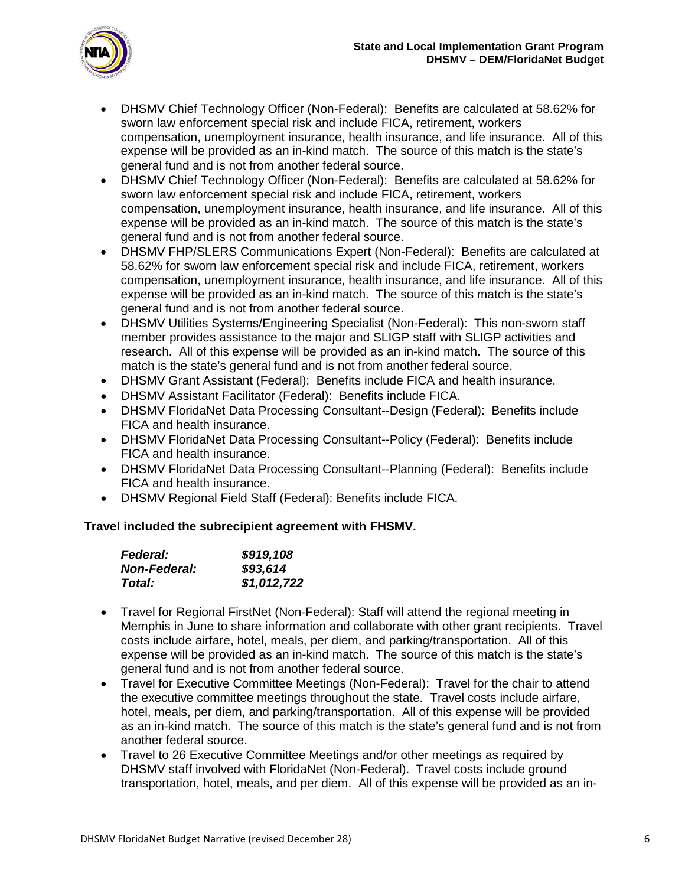- DHSMV Chief Technology Officer (Non-Federal): Benefits are calculated at 58.62% for sworn law enforcement special risk and include FICA, retirement, workers compensation, unemployment insurance, health insurance, and life insurance. All of this expense will be provided as an in-kind match. The source of this match is the state's general fund and is not from another federal source.
- DHSMV Chief Technology Officer (Non-Federal): Benefits are calculated at 58.62% for sworn law enforcement special risk and include FICA, retirement, workers compensation, unemployment insurance, health insurance, and life insurance. All of this expense will be provided as an in-kind match. The source of this match is the state's general fund and is not from another federal source.
- DHSMV FHP/SLERS Communications Expert (Non-Federal): Benefits are calculated at 58.62% for sworn law enforcement special risk and include FICA, retirement, workers compensation, unemployment insurance, health insurance, and life insurance. All of this expense will be provided as an in-kind match. The source of this match is the state's general fund and is not from another federal source.
- DHSMV Utilities Systems/Engineering Specialist (Non-Federal): This non-sworn staff member provides assistance to the major and SLIGP staff with SLIGP activities and research. All of this expense will be provided as an in-kind match. The source of this match is the state's general fund and is not from another federal source.
- DHSMV Grant Assistant (Federal): Benefits include FICA and health insurance.
- DHSMV Assistant Facilitator (Federal): Benefits include FICA.
- DHSMV FloridaNet Data Processing Consultant--Design (Federal): Benefits include FICA and health insurance.
- DHSMV FloridaNet Data Processing Consultant--Policy (Federal): Benefits include FICA and health insurance.
- DHSMV FloridaNet Data Processing Consultant--Planning (Federal): Benefits include FICA and health insurance.
- DHSMV Regional Field Staff (Federal): Benefits include FICA.

**Travel included the subrecipient agreement with FHSMV.**

| | |
|---|---|
| ***Federal:*** | ***$919,108*** |
| ***Non-Federal:*** | ***$93,614*** |
| ***Total:*** | ***$1,012,722*** |

- Travel for Regional FirstNet (Non-Federal): Staff will attend the regional meeting in Memphis in June to share information and collaborate with other grant recipients. Travel costs include airfare, hotel, meals, per diem, and parking/transportation. All of this expense will be provided as an in-kind match. The source of this match is the state's general fund and is not from another federal source.
- Travel for Executive Committee Meetings (Non-Federal): Travel for the chair to attend the executive committee meetings throughout the state. Travel costs include airfare, hotel, meals, per diem, and parking/transportation. All of this expense will be provided as an in-kind match. The source of this match is the state's general fund and is not from another federal source.
- Travel to 26 Executive Committee Meetings and/or other meetings as required by DHSMV staff involved with FloridaNet (Non-Federal). Travel costs include ground transportation, hotel, meals, and per diem. All of this expense will be provided as an in-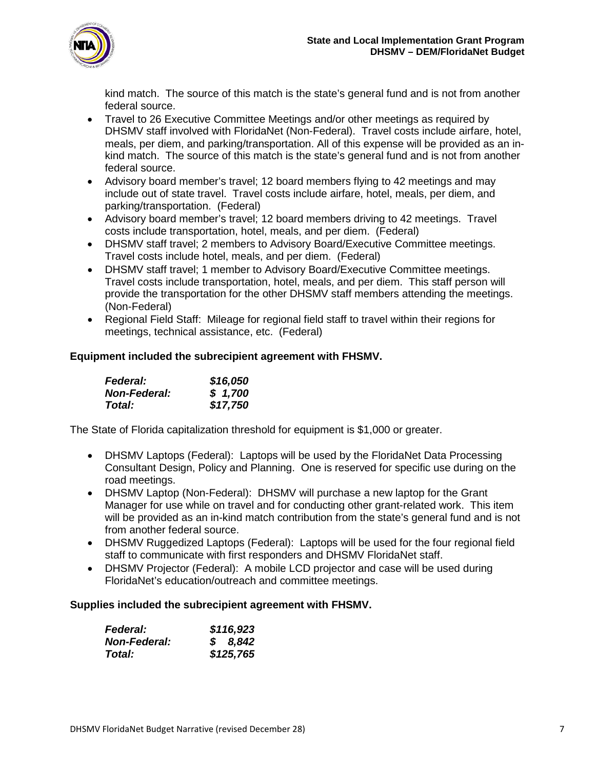kind match. The source of this match is the state's general fund and is not from another federal source.

- Travel to 26 Executive Committee Meetings and/or other meetings as required by DHSMV staff involved with FloridaNet (Non-Federal). Travel costs include airfare, hotel, meals, per diem, and parking/transportation. All of this expense will be provided as an in-kind match. The source of this match is the state's general fund and is not from another federal source.
- Advisory board member's travel; 12 board members flying to 42 meetings and may include out of state travel. Travel costs include airfare, hotel, meals, per diem, and parking/transportation. (Federal)
- Advisory board member's travel; 12 board members driving to 42 meetings. Travel costs include transportation, hotel, meals, and per diem. (Federal)
- DHSMV staff travel; 2 members to Advisory Board/Executive Committee meetings. Travel costs include hotel, meals, and per diem. (Federal)
- DHSMV staff travel; 1 member to Advisory Board/Executive Committee meetings. Travel costs include transportation, hotel, meals, and per diem. This staff person will provide the transportation for the other DHSMV staff members attending the meetings. (Non-Federal)
- Regional Field Staff: Mileage for regional field staff to travel within their regions for meetings, technical assistance, etc. (Federal)

**Equipment included the subrecipient agreement with FHSMV.**

| | |
|---|---|
| ***Federal:*** | ***$16,050*** |
| ***Non-Federal:*** | ***$ 1,700*** |
| ***Total:*** | ***$17,750*** |

The State of Florida capitalization threshold for equipment is $1,000 or greater.

- DHSMV Laptops (Federal): Laptops will be used by the FloridaNet Data Processing Consultant Design, Policy and Planning. One is reserved for specific use during on the road meetings.
- DHSMV Laptop (Non-Federal): DHSMV will purchase a new laptop for the Grant Manager for use while on travel and for conducting other grant-related work. This item will be provided as an in-kind match contribution from the state's general fund and is not from another federal source.
- DHSMV Ruggedized Laptops (Federal): Laptops will be used for the four regional field staff to communicate with first responders and DHSMV FloridaNet staff.
- DHSMV Projector (Federal): A mobile LCD projector and case will be used during FloridaNet's education/outreach and committee meetings.

**Supplies included the subrecipient agreement with FHSMV.**

| | |
|---|---|
| ***Federal:*** | ***$116,923*** |
| ***Non-Federal:*** | ***$ 8,842*** |
| ***Total:*** | ***$125,765*** |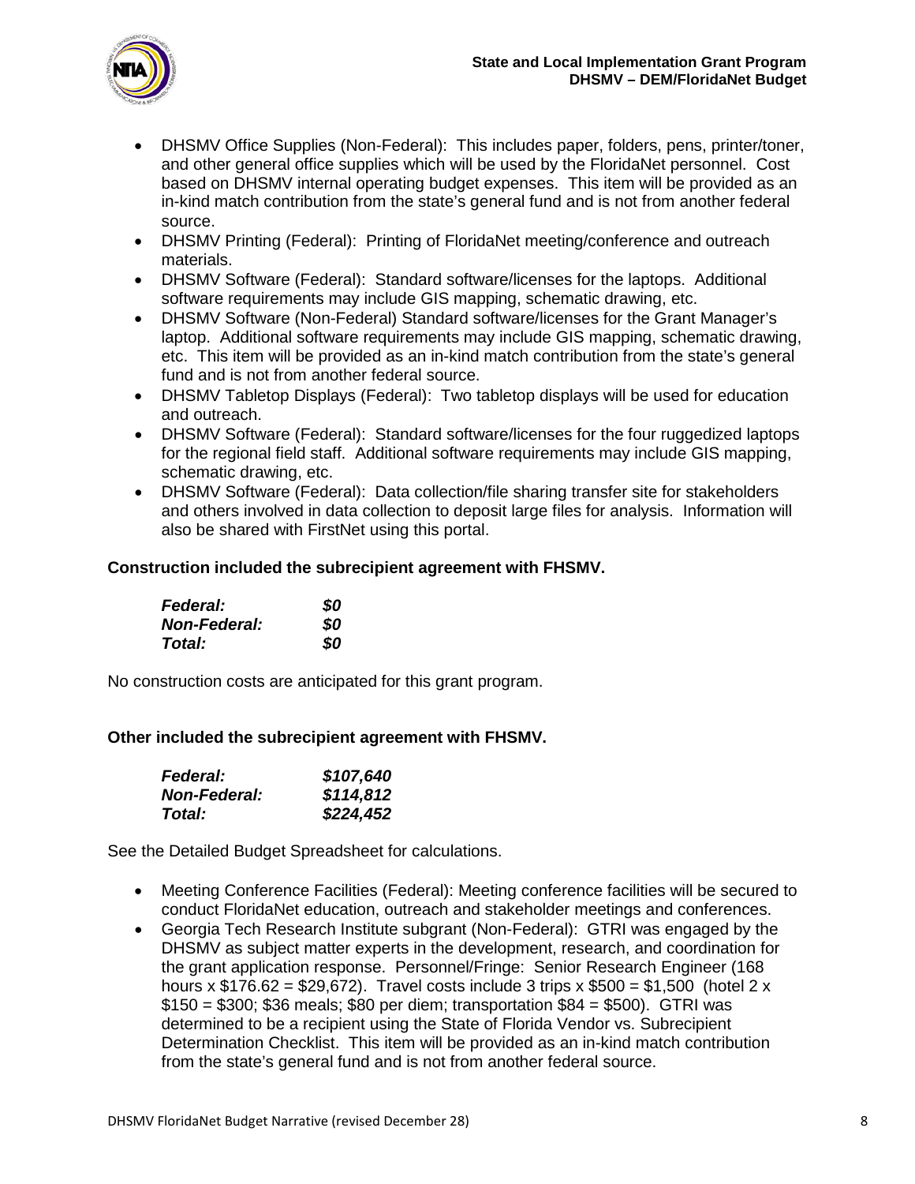- DHSMV Office Supplies (Non-Federal): This includes paper, folders, pens, printer/toner, and other general office supplies which will be used by the FloridaNet personnel. Cost based on DHSMV internal operating budget expenses. This item will be provided as an in-kind match contribution from the state's general fund and is not from another federal source.
- DHSMV Printing (Federal): Printing of FloridaNet meeting/conference and outreach materials.
- DHSMV Software (Federal): Standard software/licenses for the laptops. Additional software requirements may include GIS mapping, schematic drawing, etc.
- DHSMV Software (Non-Federal) Standard software/licenses for the Grant Manager's laptop. Additional software requirements may include GIS mapping, schematic drawing, etc. This item will be provided as an in-kind match contribution from the state's general fund and is not from another federal source.
- DHSMV Tabletop Displays (Federal): Two tabletop displays will be used for education and outreach.
- DHSMV Software (Federal): Standard software/licenses for the four ruggedized laptops for the regional field staff. Additional software requirements may include GIS mapping, schematic drawing, etc.
- DHSMV Software (Federal): Data collection/file sharing transfer site for stakeholders and others involved in data collection to deposit large files for analysis. Information will also be shared with FirstNet using this portal.

**Construction included the subrecipient agreement with FHSMV.**

| | |
|---|---|
| ***Federal:*** | ***$0*** |
| ***Non-Federal:*** | ***$0*** |
| ***Total:*** | ***$0*** |

No construction costs are anticipated for this grant program.

**Other included the subrecipient agreement with FHSMV.**

| | |
|---|---|
| ***Federal:*** | ***$107,640*** |
| ***Non-Federal:*** | ***$114,812*** |
| ***Total:*** | ***$224,452*** |

See the Detailed Budget Spreadsheet for calculations.

- Meeting Conference Facilities (Federal): Meeting conference facilities will be secured to conduct FloridaNet education, outreach and stakeholder meetings and conferences.
- Georgia Tech Research Institute subgrant (Non-Federal): GTRI was engaged by the DHSMV as subject matter experts in the development, research, and coordination for the grant application response. Personnel/Fringe: Senior Research Engineer (168 hours x $176.62 = $29,672). Travel costs include 3 trips x $500 = $1,500 (hotel 2 x $150 = $300; $36 meals; $80 per diem; transportation $84 = $500). GTRI was determined to be a recipient using the State of Florida Vendor vs. Subrecipient Determination Checklist. This item will be provided as an in-kind match contribution from the state's general fund and is not from another federal source.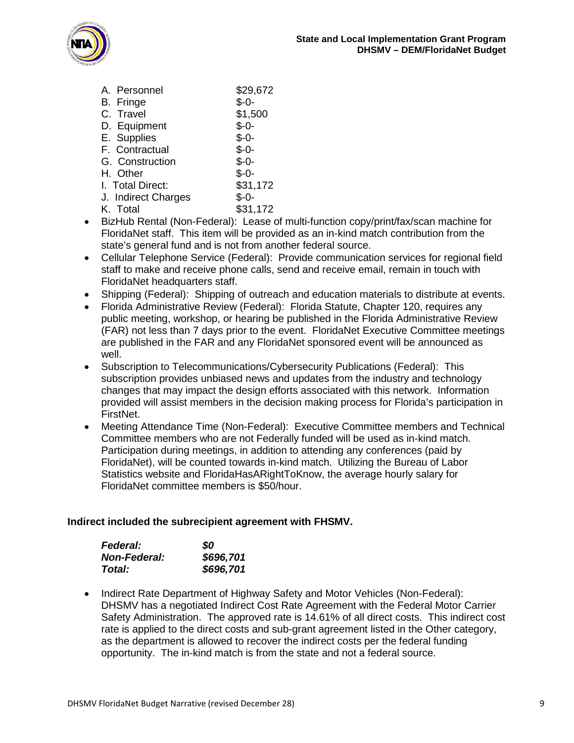| | |
|---|---|
| A. Personnel | \$29,672 |
| B. Fringe | \$-0- |
| C. Travel | \$1,500 |
| D. Equipment | \$-0- |
| E. Supplies | \$-0- |
| F. Contractual | \$-0- |
| G. Construction | \$-0- |
| H. Other | \$-0- |
| I. Total Direct: | \$31,172 |
| J. Indirect Charges | \$-0- |
| K. Total | \$31,172 |

- BizHub Rental (Non-Federal): Lease of multi-function copy/print/fax/scan machine for FloridaNet staff. This item will be provided as an in-kind match contribution from the state's general fund and is not from another federal source.
- Cellular Telephone Service (Federal): Provide communication services for regional field staff to make and receive phone calls, send and receive email, remain in touch with FloridaNet headquarters staff.
- Shipping (Federal): Shipping of outreach and education materials to distribute at events.
- Florida Administrative Review (Federal): Florida Statute, Chapter 120, requires any public meeting, workshop, or hearing be published in the Florida Administrative Review (FAR) not less than 7 days prior to the event. FloridaNet Executive Committee meetings are published in the FAR and any FloridaNet sponsored event will be announced as well.
- Subscription to Telecommunications/Cybersecurity Publications (Federal): This subscription provides unbiased news and updates from the industry and technology changes that may impact the design efforts associated with this network. Information provided will assist members in the decision making process for Florida's participation in FirstNet.
- Meeting Attendance Time (Non-Federal): Executive Committee members and Technical Committee members who are not Federally funded will be used as in-kind match. Participation during meetings, in addition to attending any conferences (paid by FloridaNet), will be counted towards in-kind match. Utilizing the Bureau of Labor Statistics website and FloridaHasARightToKnow, the average hourly salary for FloridaNet committee members is \$50/hour.

**Indirect included the subrecipient agreement with FHSMV.**

| | |
|---|---|
| ***Federal:*** | ***\$0*** |
| ***Non-Federal:*** | ***\$696,701*** |
| ***Total:*** | ***\$696,701*** |

- Indirect Rate Department of Highway Safety and Motor Vehicles (Non-Federal): DHSMV has a negotiated Indirect Cost Rate Agreement with the Federal Motor Carrier Safety Administration. The approved rate is 14.61% of all direct costs. This indirect cost rate is applied to the direct costs and sub-grant agreement listed in the Other category, as the department is allowed to recover the indirect costs per the federal funding opportunity. The in-kind match is from the state and not a federal source.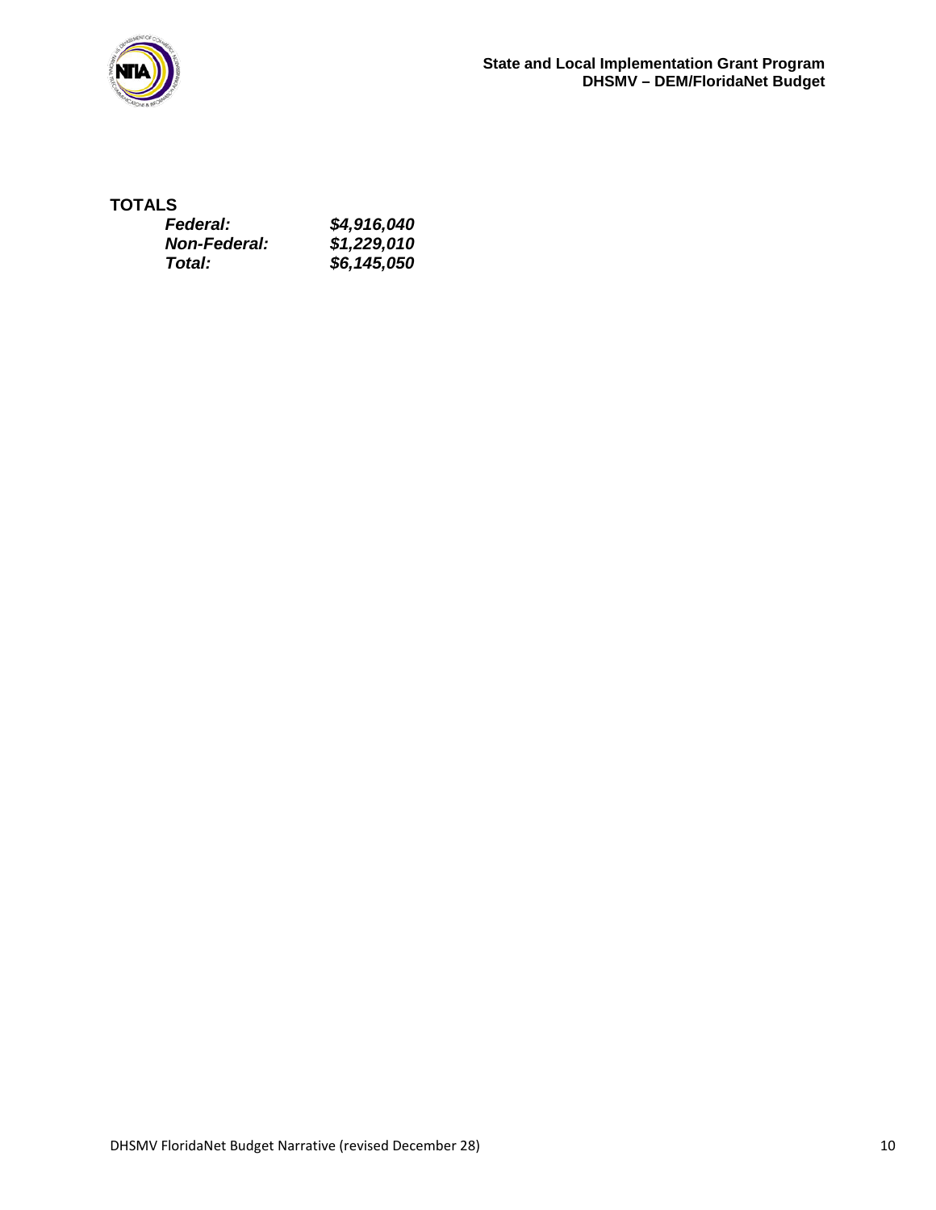**TOTALS**

| | |
|---|---|
| ***Federal:*** | ***$4,916,040*** |
| ***Non-Federal:*** | ***$1,229,010*** |
| ***Total:*** | ***$6,145,050*** |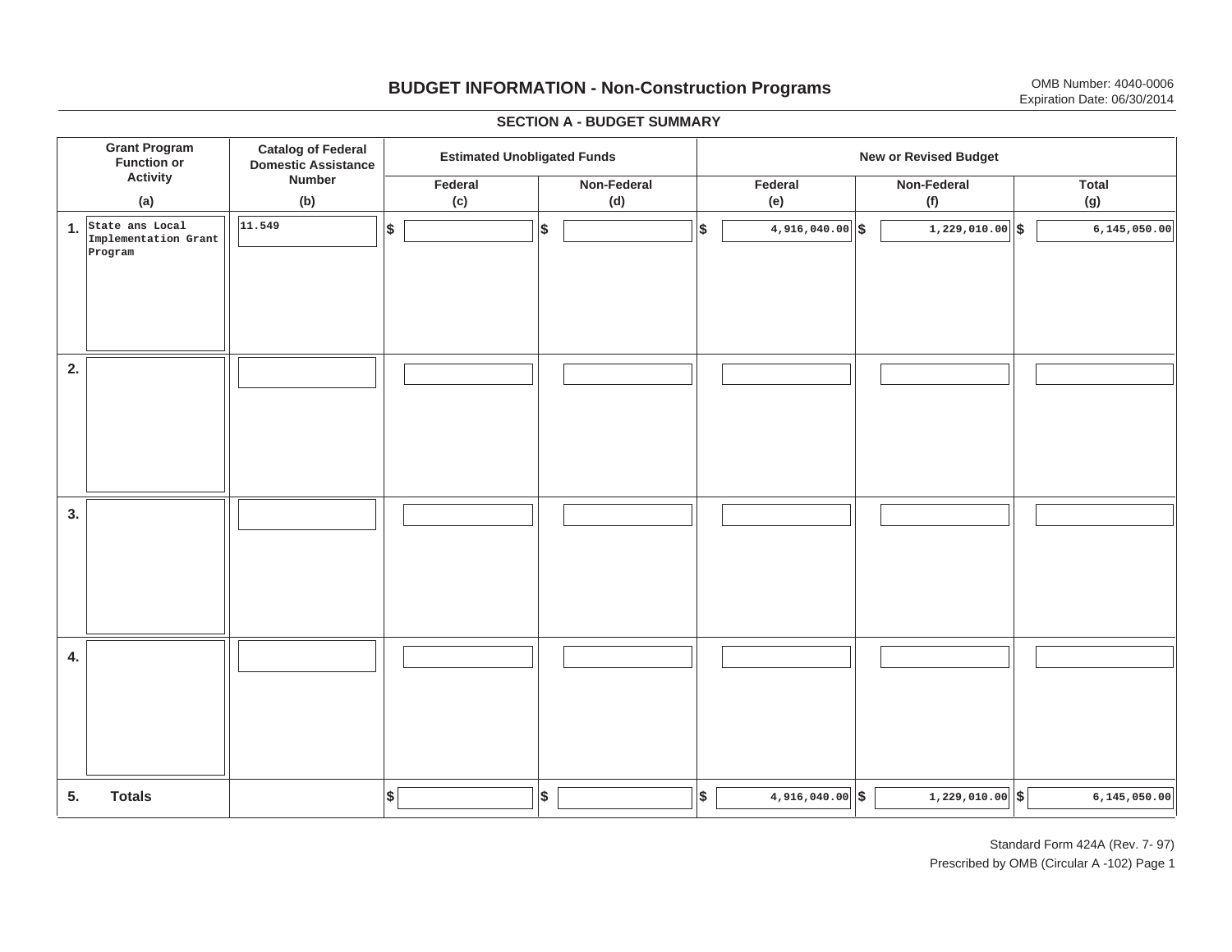# BUDGET INFORMATION - Non-Construction Programs

OMB Number: 4040-0006
Expiration Date: 06/30/2014

## SECTION A - BUDGET SUMMARY

| | Grant Program Function or Activity (a) | Catalog of Federal Domestic Assistance Number (b) | Estimated Unobligated Funds Federal (c) | Estimated Unobligated Funds Non-Federal (d) | New or Revised Budget Federal (e) | New or Revised Budget Non-Federal (f) | New or Revised Budget Total (g) |
|---|---|---|---|---|---|---|---|
| 1. | State ans Local Implementation Grant Program | 11.549 | $ | $ | $ 4,916,040.00 | $ 1,229,010.00 | $ 6,145,050.00 |
| 2. | | | | | | | |
| 3. | | | | | | | |
| 4. | | | | | | | |
| 5. | Totals | | $ | $ | $ 4,916,040.00 | $ 1,229,010.00 | $ 6,145,050.00 |

Standard Form 424A (Rev. 7- 97)
Prescribed by OMB (Circular A -102) Page 1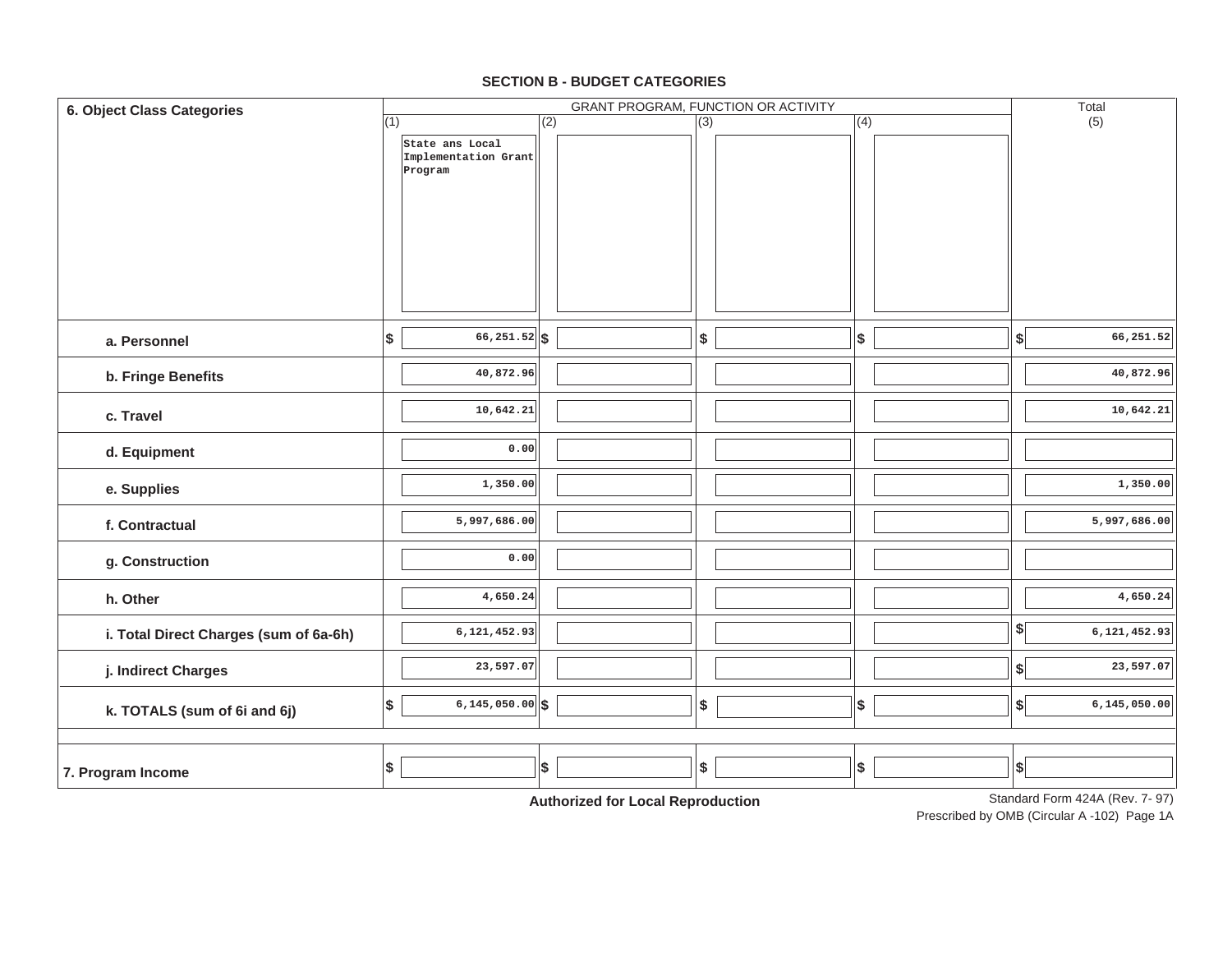## SECTION B - BUDGET CATEGORIES

| 6. Object Class Categories | GRANT PROGRAM, FUNCTION OR ACTIVITY | | | | Total |
|---|---|---|---|---|---|
| | (1) State ans Local Implementation Grant Program | (2) | (3) | (4) | (5) |
| a. Personnel | $ 66,251.52 | $ | $ | $ | $ 66,251.52 |
| b. Fringe Benefits | 40,872.96 | | | | 40,872.96 |
| c. Travel | 10,642.21 | | | | 10,642.21 |
| d. Equipment | 0.00 | | | | |
| e. Supplies | 1,350.00 | | | | 1,350.00 |
| f. Contractual | 5,997,686.00 | | | | 5,997,686.00 |
| g. Construction | 0.00 | | | | |
| h. Other | 4,650.24 | | | | 4,650.24 |
| i. Total Direct Charges (sum of 6a-6h) | 6,121,452.93 | | | | $ 6,121,452.93 |
| j. Indirect Charges | 23,597.07 | | | | $ 23,597.07 |
| k. TOTALS (sum of 6i and 6j) | $ 6,145,050.00 | $ | $ | $ | $ 6,145,050.00 |
| 7. Program Income | $ | $ | $ | $ | $ |

**Authorized for Local Reproduction**

Standard Form 424A (Rev. 7- 97)
Prescribed by OMB (Circular A -102) Page 1A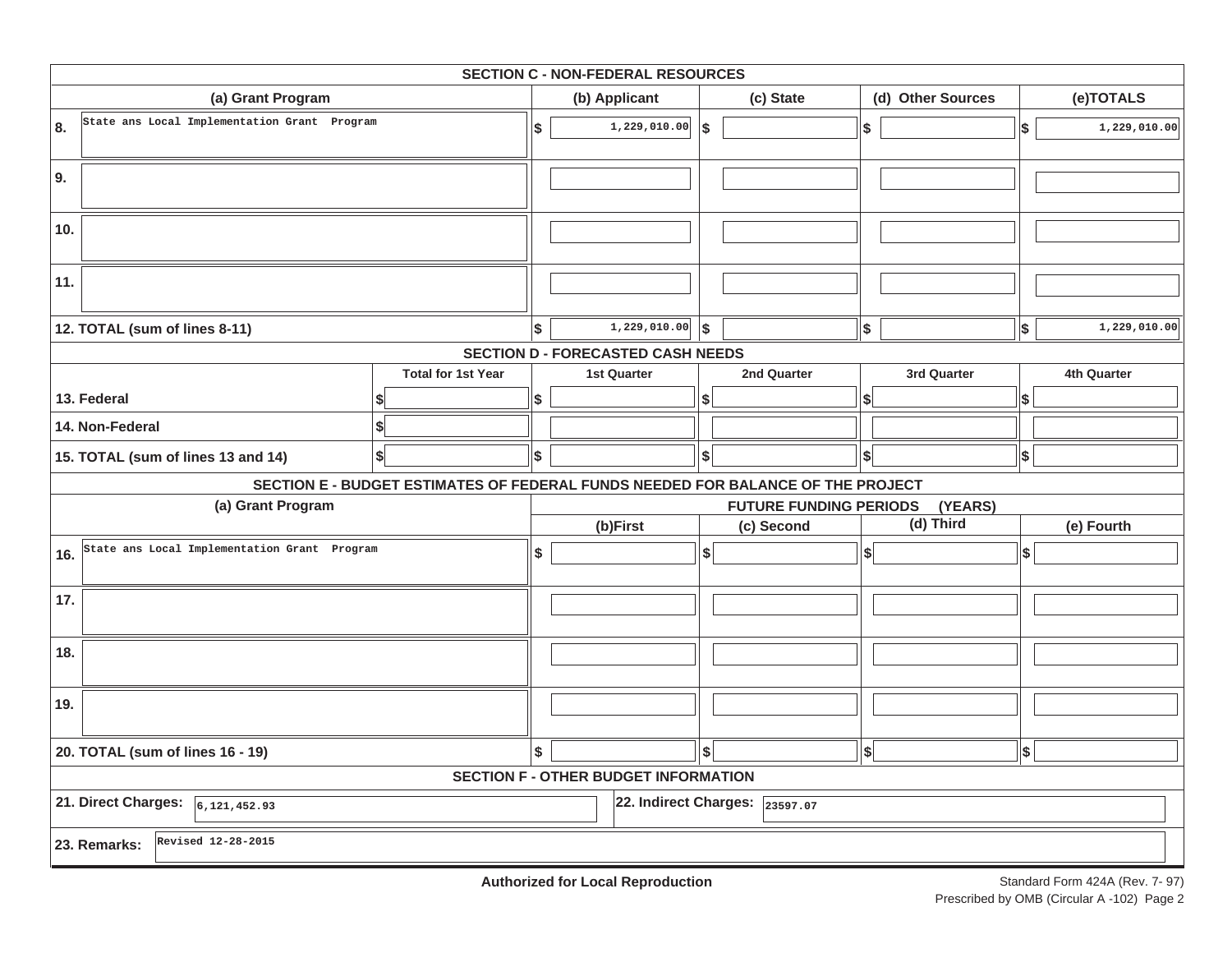## SECTION C - NON-FEDERAL RESOURCES

| (a) Grant Program | (b) Applicant | (c) State | (d) Other Sources | (e)TOTALS |
|---|---|---|---|---|
| 8. State ans Local Implementation Grant Program | $ 1,229,010.00 | $ | $ | $ 1,229,010.00 |
| 9. | | | | |
| 10. | | | | |
| 11. | | | | |
| 12. TOTAL (sum of lines 8-11) | $ 1,229,010.00 | $ | $ | $ 1,229,010.00 |

## SECTION D - FORECASTED CASH NEEDS

| | Total for 1st Year | 1st Quarter | 2nd Quarter | 3rd Quarter | 4th Quarter |
|---|---|---|---|---|---|
| 13. Federal | $ | $ | $ | $ | $ |
| 14. Non-Federal | $ | | | | |
| 15. TOTAL (sum of lines 13 and 14) | $ | $ | $ | $ | $ |

## SECTION E - BUDGET ESTIMATES OF FEDERAL FUNDS NEEDED FOR BALANCE OF THE PROJECT

| (a) Grant Program | FUTURE FUNDING PERIODS (YEARS) | | | |
|---|---|---|---|---|
| | (b)First | (c) Second | (d) Third | (e) Fourth |
| 16. State ans Local Implementation Grant Program | $ | $ | $ | $ |
| 17. | | | | |
| 18. | | | | |
| 19. | | | | |
| 20. TOTAL (sum of lines 16 - 19) | $ | $ | $ | $ |

## SECTION F - OTHER BUDGET INFORMATION

**21. Direct Charges:** 6,121,452.93

**22. Indirect Charges:** 23597.07

**23. Remarks:** Revised 12-28-2015

**Authorized for Local Reproduction**

Standard Form 424A (Rev. 7- 97)
Prescribed by OMB (Circular A -102) Page 2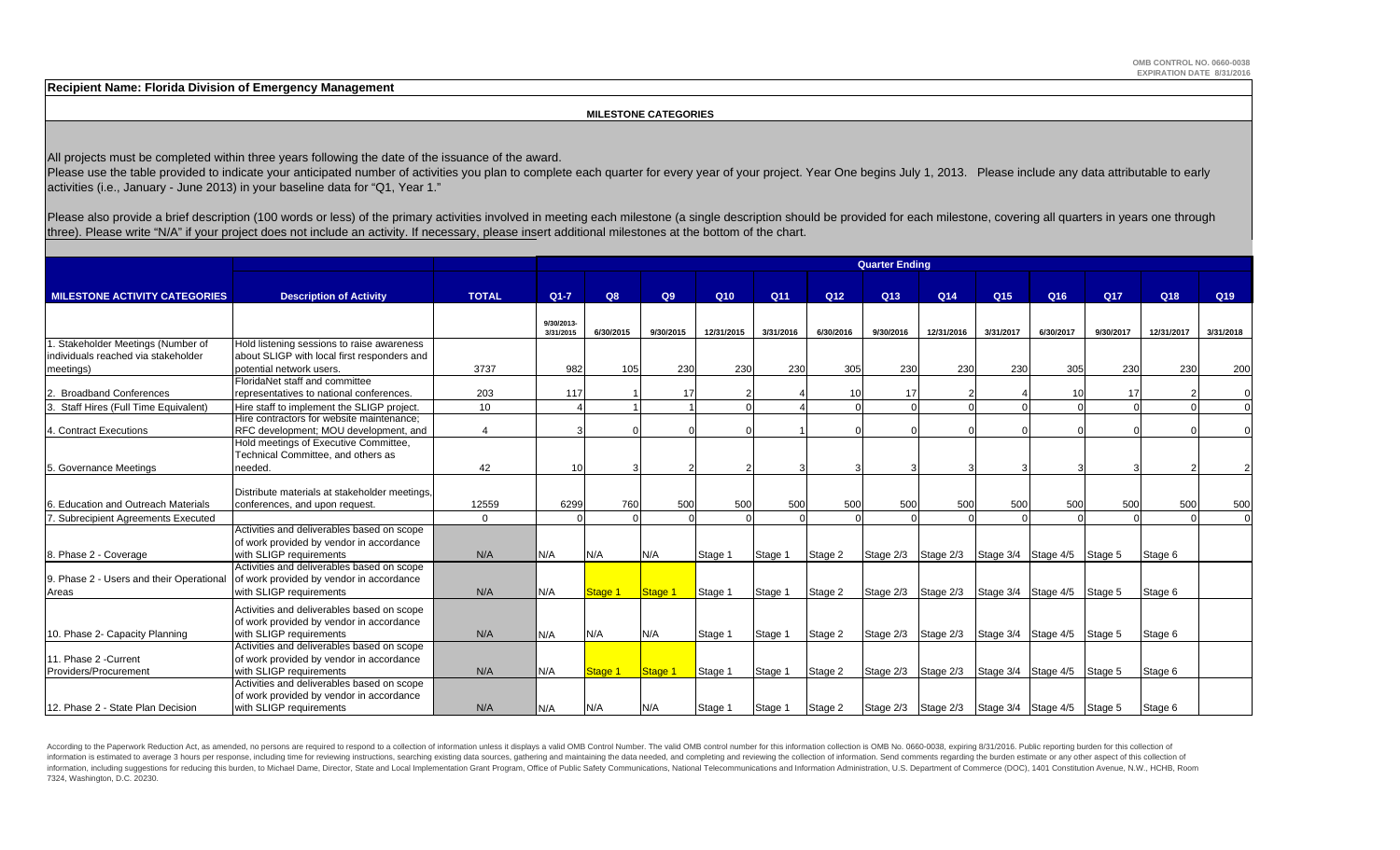OMB CONTROL NO. 0660-0038
EXPIRATION DATE 8/31/2016

**Recipient Name: Florida Division of Emergency Management**

**MILESTONE CATEGORIES**

All projects must be completed within three years following the date of the issuance of the award.
Please use the table provided to indicate your anticipated number of activities you plan to complete each quarter for every year of your project. Year One begins July 1, 2013. Please include any data attributable to early activities (i.e., January - June 2013) in your baseline data for "Q1, Year 1."

Please also provide a brief description (100 words or less) of the primary activities involved in meeting each milestone (a single description should be provided for each milestone, covering all quarters in years one through three). Please write "N/A" if your project does not include an activity. If necessary, please insert additional milestones at the bottom of the chart.

| | | | Quarter Ending | | | | | | | | | | | | |
|---|---|---|---|---|---|---|---|---|---|---|---|---|---|---|---|
| **MILESTONE ACTIVITY CATEGORIES** | **Description of Activity** | **TOTAL** | **Q1-7** | **Q8** | **Q9** | **Q10** | **Q11** | **Q12** | **Q13** | **Q14** | **Q15** | **Q16** | **Q17** | **Q18** | **Q19** |
| | | | 9/30/2013-3/31/2015 | 6/30/2015 | 9/30/2015 | 12/31/2015 | 3/31/2016 | 6/30/2016 | 9/30/2016 | 12/31/2016 | 3/31/2017 | 6/30/2017 | 9/30/2017 | 12/31/2017 | 3/31/2018 |
| 1. Stakeholder Meetings (Number of individuals reached via stakeholder meetings) | Hold listening sessions to raise awareness about SLIGP with local first responders and potential network users. | 3737 | 982 | 105 | 230 | 230 | 230 | 305 | 230 | 230 | 230 | 305 | 230 | 230 | 200 |
| 2. Broadband Conferences | FloridaNet staff and committee representatives to national conferences. | 203 | 117 | 1 | 17 | 2 | 4 | 10 | 17 | 2 | 4 | 10 | 17 | 2 | 0 |
| 3. Staff Hires (Full Time Equivalent) | Hire staff to implement the SLIGP project. | 10 | 4 | 1 | 1 | 0 | 4 | 0 | 0 | 0 | 0 | 0 | 0 | 0 | 0 |
| 4. Contract Executions | Hire contractors for website maintenance; RFC development; MOU development, and | 4 | 3 | 0 | 0 | 0 | 1 | 0 | 0 | 0 | 0 | 0 | 0 | 0 | 0 |
| 5. Governance Meetings | Hold meetings of Executive Committee, Technical Committee, and others as needed. | 42 | 10 | 3 | 2 | 2 | 3 | 3 | 3 | 3 | 3 | 3 | 3 | 2 | 2 |
| 6. Education and Outreach Materials | Distribute materials at stakeholder meetings, conferences, and upon request. | 12559 | 6299 | 760 | 500 | 500 | 500 | 500 | 500 | 500 | 500 | 500 | 500 | 500 | 500 |
| 7. Subrecipient Agreements Executed | | 0 | 0 | 0 | 0 | 0 | 0 | 0 | 0 | 0 | 0 | 0 | 0 | 0 | 0 |
| 8. Phase 2 - Coverage | Activities and deliverables based on scope of work provided by vendor in accordance with SLIGP requirements | N/A | N/A | N/A | N/A | Stage 1 | Stage 1 | Stage 2 | Stage 2/3 | Stage 2/3 | Stage 3/4 | Stage 4/5 | Stage 5 | Stage 6 | |
| 9. Phase 2 - Users and their Operational Areas | Activities and deliverables based on scope of work provided by vendor in accordance with SLIGP requirements | N/A | N/A | Stage 1 | Stage 1 | Stage 1 | Stage 1 | Stage 2 | Stage 2/3 | Stage 2/3 | Stage 3/4 | Stage 4/5 | Stage 5 | Stage 6 | |
| 10. Phase 2- Capacity Planning | Activities and deliverables based on scope of work provided by vendor in accordance with SLIGP requirements | N/A | N/A | N/A | N/A | Stage 1 | Stage 1 | Stage 2 | Stage 2/3 | Stage 2/3 | Stage 3/4 | Stage 4/5 | Stage 5 | Stage 6 | |
| 11. Phase 2 -Current Providers/Procurement | Activities and deliverables based on scope of work provided by vendor in accordance with SLIGP requirements | N/A | N/A | Stage 1 | Stage 1 | Stage 1 | Stage 1 | Stage 2 | Stage 2/3 | Stage 2/3 | Stage 3/4 | Stage 4/5 | Stage 5 | Stage 6 | |
| 12. Phase 2 - State Plan Decision | Activities and deliverables based on scope of work provided by vendor in accordance with SLIGP requirements | N/A | N/A | N/A | N/A | Stage 1 | Stage 1 | Stage 2 | Stage 2/3 | Stage 2/3 | Stage 3/4 | Stage 4/5 | Stage 5 | Stage 6 | |

According to the Paperwork Reduction Act, as amended, no persons are required to respond to a collection of information unless it displays a valid OMB Control Number. The valid OMB control number for this information collection is OMB No. 0660-0038, expiring 8/31/2016. Public reporting burden for this collection of information is estimated to average 3 hours per response, including time for reviewing instructions, searching existing data sources, gathering and maintaining the data needed, and completing and reviewing the collection of information. Send comments regarding the burden estimate or any other aspect of this collection of information, including suggestions for reducing this burden, to Michael Dame, Director, State and Local Implementation Grant Program, Office of Public Safety Communications, National Telecommunications and Information Administration, U.S. Department of Commerce (DOC), 1401 Constitution Avenue, N.W., HCHB, Room 7324, Washington, D.C. 20230.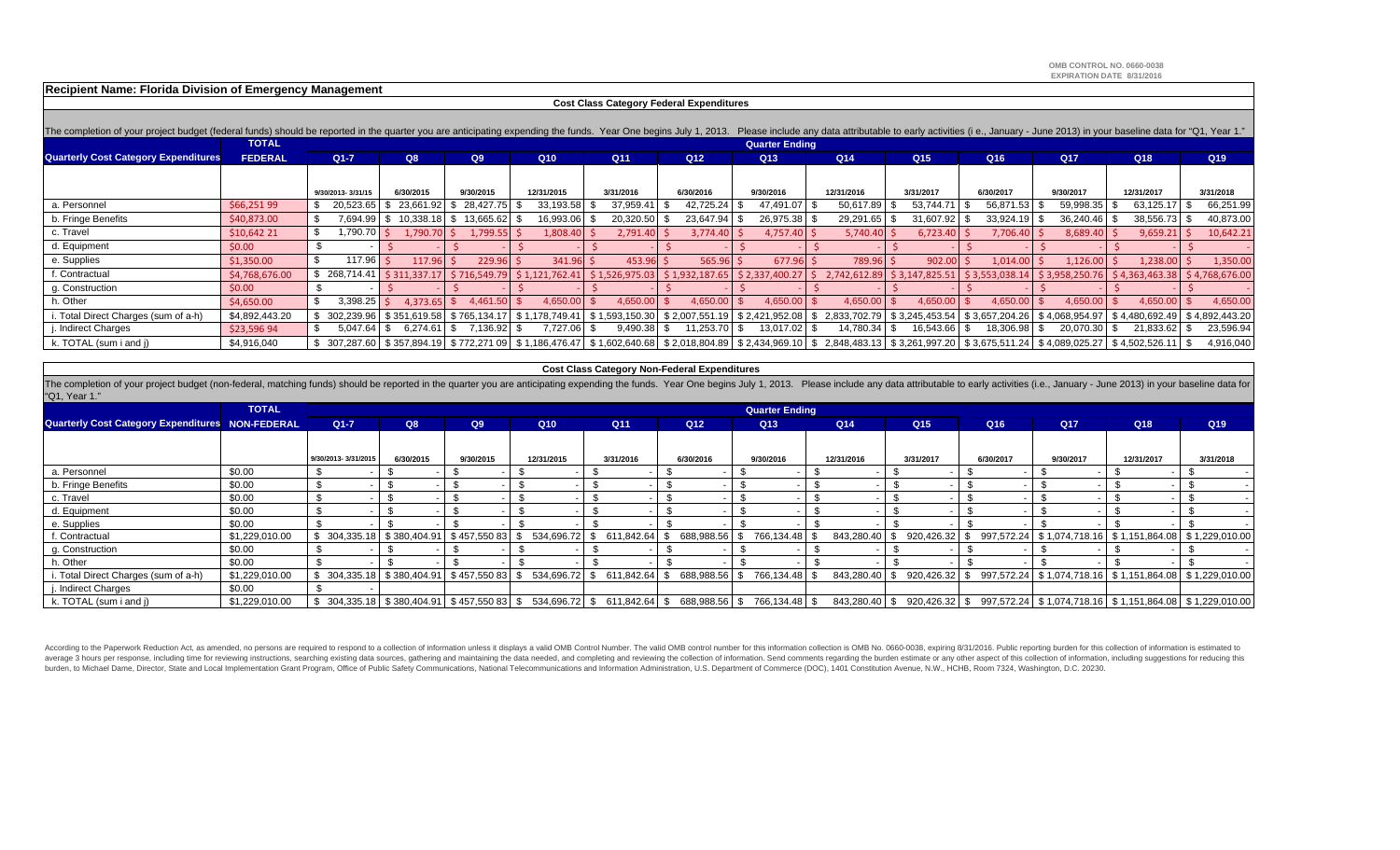OMB CONTROL NO. 0660-0038
EXPIRATION DATE 8/31/2016

**Recipient Name: Florida Division of Emergency Management**

### Cost Class Category Federal Expenditures

The completion of your project budget (federal funds) should be reported in the quarter you are anticipating expending the funds. Year One begins July 1, 2013. Please include any data attributable to early activities (i e., January - June 2013) in your baseline data for "Q1, Year 1."

| Quarterly Cost Category Expenditures | TOTAL FEDERAL | Q1-7 | Q8 | Q9 | Q10 | Q11 | Q12 | Q13 | Q14 | Q15 | Q16 | Q17 | Q18 | Q19 |
|---|---|---|---|---|---|---|---|---|---|---|---|---|---|---|
| | | 9/30/2013- 3/31/15 | 6/30/2015 | 9/30/2015 | 12/31/2015 | 3/31/2016 | 6/30/2016 | 9/30/2016 | 12/31/2016 | 3/31/2017 | 6/30/2017 | 9/30/2017 | 12/31/2017 | 3/31/2018 |
| a. Personnel | $66,251 99 | $ 20,523.65 | $ 23,661.92 | $ 28,427.75 | $ 33,193.58 | $ 37,959.41 | $ 42,725.24 | $ 47,491.07 | $ 50,617.89 | $ 53,744.71 | $ 56,871.53 | $ 59,998.35 | $ 63,125.17 | $ 66,251.99 |
| b. Fringe Benefits | $40,873.00 | $ 7,694.99 | $ 10,338.18 | $ 13,665.62 | $ 16,993.06 | $ 20,320.50 | $ 23,647.94 | $ 26,975.38 | $ 29,291.65 | $ 31,607.92 | $ 33,924.19 | $ 36,240.46 | $ 38,556.73 | $ 40,873.00 |
| c. Travel | $10,642 21 | $ 1,790.70 | $ 1,790.70 | $ 1,799.55 | $ 1,808.40 | $ 2,791.40 | $ 3,774.40 | $ 4,757.40 | $ 5,740.40 | $ 6,723.40 | $ 7,706.40 | $ 8,689.40 | $ 9,659.21 | $ 10,642.21 |
| d. Equipment | $0.00 | $ - | $ - | $ - | $ - | $ - | $ - | $ - | $ - | $ - | $ - | $ - | $ - | $ - |
| e. Supplies | $1,350.00 | $ 117.96 | $ 117.96 | $ 229.96 | $ 341.96 | $ 453.96 | $ 565.96 | $ 677.96 | $ 789.96 | $ 902.00 | $ 1,014.00 | $ 1,126.00 | $ 1,238.00 | $ 1,350.00 |
| f. Contractual | $4,768,676.00 | $ 268,714.41 | $ 311,337.17 | $ 716,549.79 | $ 1,121,762.41 | $ 1,526,975.03 | $ 1,932,187.65 | $ 2,337,400.27 | $ 2,742,612.89 | $ 3,147,825.51 | $ 3,553,038.14 | $ 3,958,250.76 | $ 4,363,463.38 | $ 4,768,676.00 |
| g. Construction | $0.00 | $ - | $ - | $ - | $ - | $ - | $ - | $ - | $ - | $ - | $ - | $ - | $ - | $ - |
| h. Other | $4,650.00 | $ 3,398.25 | $ 4,373.65 | $ 4,461.50 | $ 4,650.00 | $ 4,650.00 | $ 4,650.00 | $ 4,650.00 | $ 4,650.00 | $ 4,650.00 | $ 4,650.00 | $ 4,650.00 | $ 4,650.00 | $ 4,650.00 |
| i. Total Direct Charges (sum of a-h) | $4,892,443.20 | $ 302,239.96 | $ 351,619.58 | $ 765,134.17 | $ 1,178,749.41 | $ 1,593,150.30 | $ 2,007,551.19 | $ 2,421,952.08 | $ 2,833,702.79 | $ 3,245,453.54 | $ 3,657,204.26 | $ 4,068,954.97 | $ 4,480,692.49 | $ 4,892,443.20 |
| j. Indirect Charges | $23,596 94 | $ 5,047.64 | $ 6,274.61 | $ 7,136.92 | $ 7,727.06 | $ 9,490.38 | $ 11,253.70 | $ 13,017.02 | $ 14,780.34 | $ 16,543.66 | $ 18,306.98 | $ 20,070.30 | $ 21,833.62 | $ 23,596.94 |
| k. TOTAL (sum i and j) | $4,916,040 | $ 307,287.60 | $ 357,894.19 | $ 772,271 09 | $ 1,186,476.47 | $ 1,602,640.68 | $ 2,018,804.89 | $ 2,434,969.10 | $ 2,848,483.13 | $ 3,261,997.20 | $ 3,675,511.24 | $ 4,089,025.27 | $ 4,502,526.11 | $ 4,916,040 |

### Cost Class Category Non-Federal Expenditures

The completion of your project budget (non-federal, matching funds) should be reported in the quarter you are anticipating expending the funds. Year One begins July 1, 2013. Please include any data attributable to early activities (i.e., January - June 2013) in your baseline data for "Q1, Year 1."

| Quarterly Cost Category Expenditures | TOTAL NON-FEDERAL | Q1-7 | Q8 | Q9 | Q10 | Q11 | Q12 | Q13 | Q14 | Q15 | Q16 | Q17 | Q18 | Q19 |
|---|---|---|---|---|---|---|---|---|---|---|---|---|---|---|
| | | 9/30/2013- 3/31/2015 | 6/30/2015 | 9/30/2015 | 12/31/2015 | 3/31/2016 | 6/30/2016 | 9/30/2016 | 12/31/2016 | 3/31/2017 | 6/30/2017 | 9/30/2017 | 12/31/2017 | 3/31/2018 |
| a. Personnel | $0.00 | $ - | $ - | $ - | $ - | $ - | $ - | $ - | $ - | $ - | $ - | $ - | $ - | $ - |
| b. Fringe Benefits | $0.00 | $ - | $ - | $ - | $ - | $ - | $ - | $ - | $ - | $ - | $ - | $ - | $ - | $ - |
| c. Travel | $0.00 | $ - | $ - | $ - | $ - | $ - | $ - | $ - | $ - | $ - | $ - | $ - | $ - | $ - |
| d. Equipment | $0.00 | $ - | $ - | $ - | $ - | $ - | $ - | $ - | $ - | $ - | $ - | $ - | $ - | $ - |
| e. Supplies | $0.00 | $ - | $ - | $ - | $ - | $ - | $ - | $ - | $ - | $ - | $ - | $ - | $ - | $ - |
| f. Contractual | $1,229,010.00 | $ 304,335.18 | $ 380,404.91 | $ 457,550 83 | $ 534,696.72 | $ 611,842.64 | $ 688,988.56 | $ 766,134.48 | $ 843,280.40 | $ 920,426.32 | $ 997,572.24 | $ 1,074,718.16 | $ 1,151,864.08 | $ 1,229,010.00 |
| g. Construction | $0.00 | $ - | $ - | $ - | $ - | $ - | $ - | $ - | $ - | $ - | $ - | $ - | $ - | $ - |
| h. Other | $0.00 | $ - | $ - | $ - | $ - | $ - | $ - | $ - | $ - | $ - | $ - | $ - | $ - | $ - |
| i. Total Direct Charges (sum of a-h) | $1,229,010.00 | $ 304,335.18 | $ 380,404.91 | $ 457,550 83 | $ 534,696.72 | $ 611,842.64 | $ 688,988.56 | $ 766,134.48 | $ 843,280.40 | $ 920,426.32 | $ 997,572.24 | $ 1,074,718.16 | $ 1,151,864.08 | $ 1,229,010.00 |
| j. Indirect Charges | $0.00 | $ - | | | | | | | | | | | | |
| k. TOTAL (sum i and j) | $1,229,010.00 | $ 304,335.18 | $ 380,404.91 | $ 457,550 83 | $ 534,696.72 | $ 611,842.64 | $ 688,988.56 | $ 766,134.48 | $ 843,280.40 | $ 920,426.32 | $ 997,572.24 | $ 1,074,718.16 | $ 1,151,864.08 | $ 1,229,010.00 |

According to the Paperwork Reduction Act, as amended, no persons are required to respond to a collection of information unless it displays a valid OMB Control Number. The valid OMB control number for this information collection is OMB No. 0660-0038, expiring 8/31/2016. Public reporting burden for this collection of information is estimated to average 3 hours per response, including time for reviewing instructions, searching existing data sources, gathering and maintaining the data needed, and completing and reviewing the collection of information. Send comments regarding the burden estimate or any other aspect of this collection of information, including suggestions for reducing this burden, to Michael Dame, Director, State and Local Implementation Grant Program, Office of Public Safety Communications, National Telecommunications and Information Administration, U.S. Department of Commerce (DOC), 1401 Constitution Avenue, N.W., HCHB, Room 7324, Washington, D.C. 20230.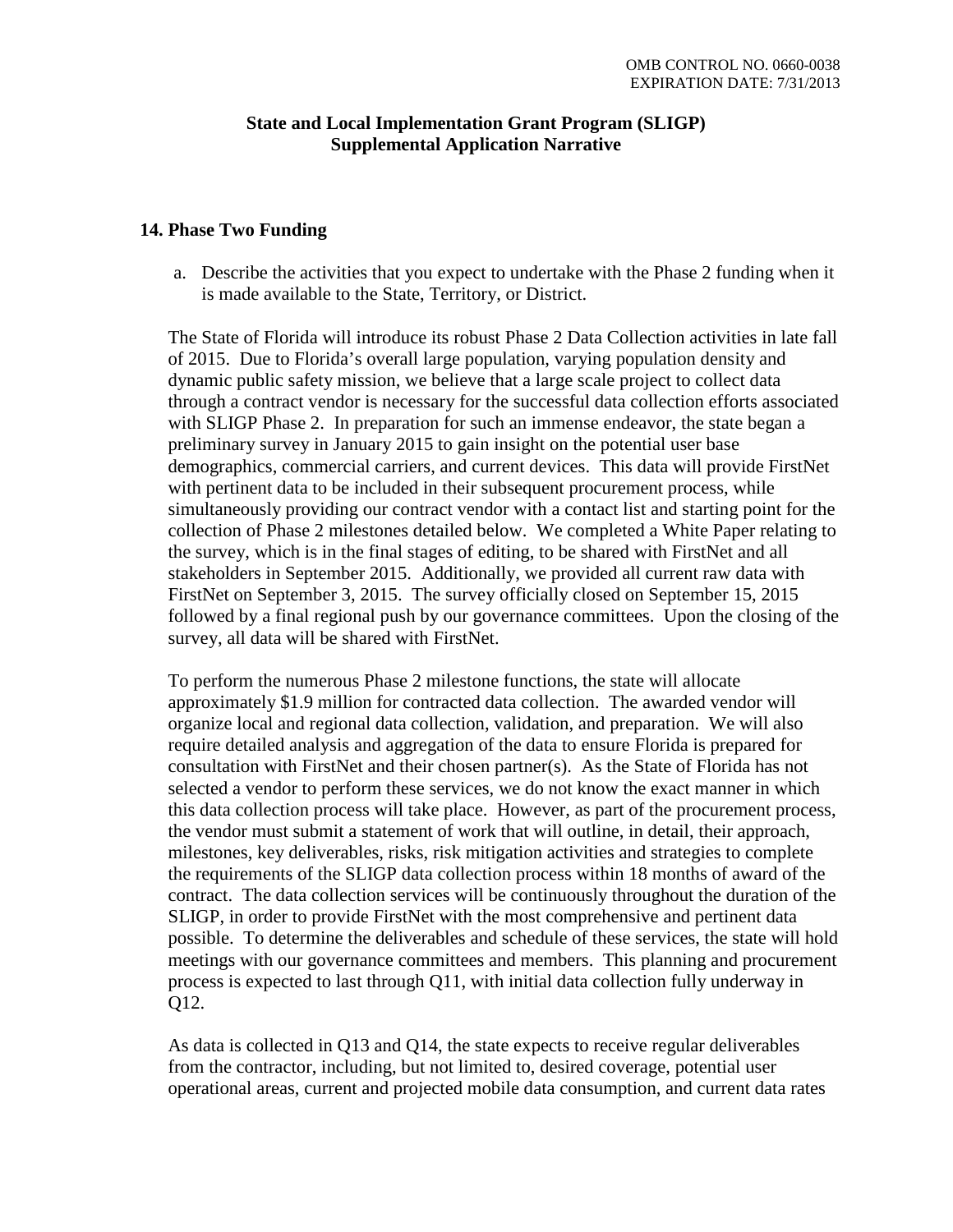OMB CONTROL NO. 0660-0038
EXPIRATION DATE: 7/31/2013

# State and Local Implementation Grant Program (SLIGP) Supplemental Application Narrative

## 14. Phase Two Funding

a. Describe the activities that you expect to undertake with the Phase 2 funding when it is made available to the State, Territory, or District.

The State of Florida will introduce its robust Phase 2 Data Collection activities in late fall of 2015. Due to Florida's overall large population, varying population density and dynamic public safety mission, we believe that a large scale project to collect data through a contract vendor is necessary for the successful data collection efforts associated with SLIGP Phase 2. In preparation for such an immense endeavor, the state began a preliminary survey in January 2015 to gain insight on the potential user base demographics, commercial carriers, and current devices. This data will provide FirstNet with pertinent data to be included in their subsequent procurement process, while simultaneously providing our contract vendor with a contact list and starting point for the collection of Phase 2 milestones detailed below. We completed a White Paper relating to the survey, which is in the final stages of editing, to be shared with FirstNet and all stakeholders in September 2015. Additionally, we provided all current raw data with FirstNet on September 3, 2015. The survey officially closed on September 15, 2015 followed by a final regional push by our governance committees. Upon the closing of the survey, all data will be shared with FirstNet.

To perform the numerous Phase 2 milestone functions, the state will allocate approximately $1.9 million for contracted data collection. The awarded vendor will organize local and regional data collection, validation, and preparation. We will also require detailed analysis and aggregation of the data to ensure Florida is prepared for consultation with FirstNet and their chosen partner(s). As the State of Florida has not selected a vendor to perform these services, we do not know the exact manner in which this data collection process will take place. However, as part of the procurement process, the vendor must submit a statement of work that will outline, in detail, their approach, milestones, key deliverables, risks, risk mitigation activities and strategies to complete the requirements of the SLIGP data collection process within 18 months of award of the contract. The data collection services will be continuously throughout the duration of the SLIGP, in order to provide FirstNet with the most comprehensive and pertinent data possible. To determine the deliverables and schedule of these services, the state will hold meetings with our governance committees and members. This planning and procurement process is expected to last through Q11, with initial data collection fully underway in Q12.

As data is collected in Q13 and Q14, the state expects to receive regular deliverables from the contractor, including, but not limited to, desired coverage, potential user operational areas, current and projected mobile data consumption, and current data rates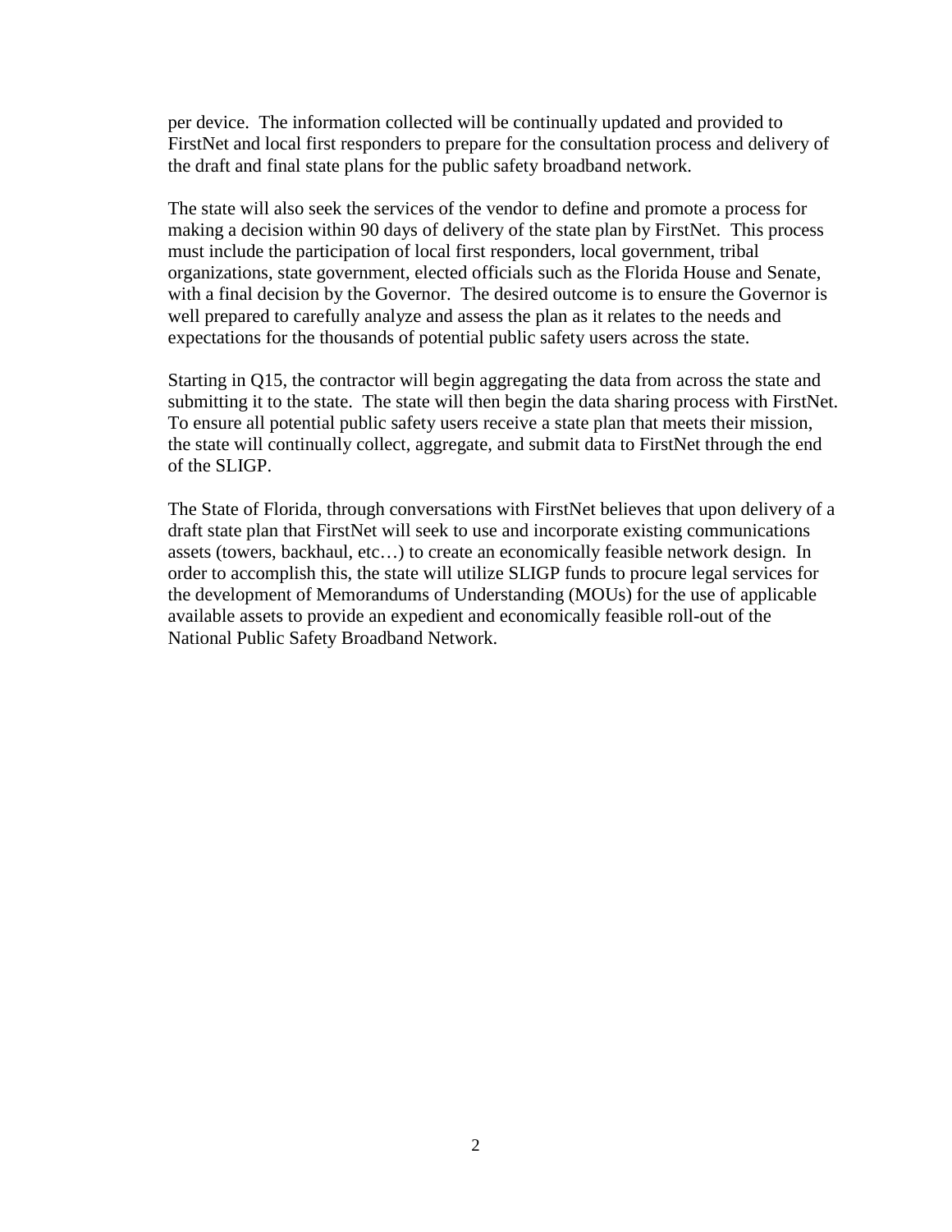per device. The information collected will be continually updated and provided to FirstNet and local first responders to prepare for the consultation process and delivery of the draft and final state plans for the public safety broadband network.

The state will also seek the services of the vendor to define and promote a process for making a decision within 90 days of delivery of the state plan by FirstNet. This process must include the participation of local first responders, local government, tribal organizations, state government, elected officials such as the Florida House and Senate, with a final decision by the Governor. The desired outcome is to ensure the Governor is well prepared to carefully analyze and assess the plan as it relates to the needs and expectations for the thousands of potential public safety users across the state.

Starting in Q15, the contractor will begin aggregating the data from across the state and submitting it to the state. The state will then begin the data sharing process with FirstNet. To ensure all potential public safety users receive a state plan that meets their mission, the state will continually collect, aggregate, and submit data to FirstNet through the end of the SLIGP.

The State of Florida, through conversations with FirstNet believes that upon delivery of a draft state plan that FirstNet will seek to use and incorporate existing communications assets (towers, backhaul, etc…) to create an economically feasible network design. In order to accomplish this, the state will utilize SLIGP funds to procure legal services for the development of Memorandums of Understanding (MOUs) for the use of applicable available assets to provide an expedient and economically feasible roll-out of the National Public Safety Broadband Network.